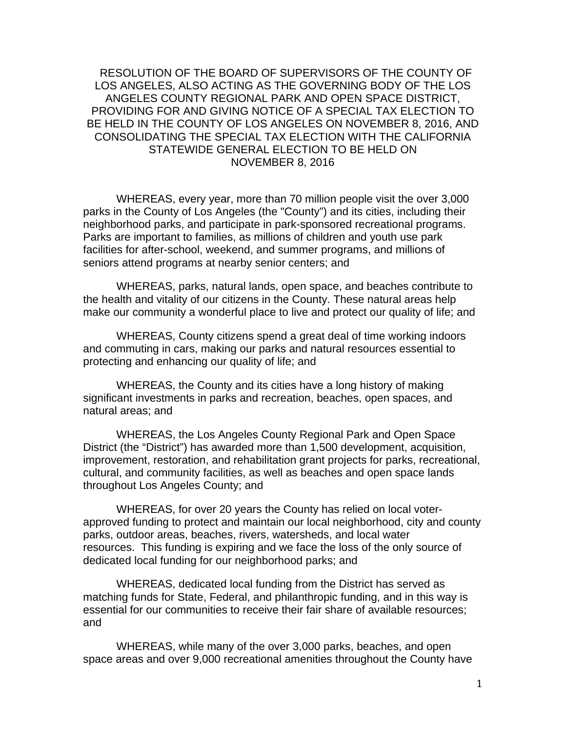# RESOLUTION OF THE BOARD OF SUPERVISORS OF THE COUNTY OF LOS ANGELES, ALSO ACTING AS THE GOVERNING BODY OF THE LOS ANGELES COUNTY REGIONAL PARK AND OPEN SPACE DISTRICT, PROVIDING FOR AND GIVING NOTICE OF A SPECIAL TAX ELECTION TO BE HELD IN THE COUNTY OF LOS ANGELES ON NOVEMBER 8, 2016, AND CONSOLIDATING THE SPECIAL TAX ELECTION WITH THE CALIFORNIA STATEWIDE GENERAL ELECTION TO BE HELD ON NOVEMBER 8, 2016

WHEREAS, every year, more than 70 million people visit the over 3,000 parks in the County of Los Angeles (the "County") and its cities, including their neighborhood parks, and participate in park-sponsored recreational programs. Parks are important to families, as millions of children and youth use park facilities for after-school, weekend, and summer programs, and millions of seniors attend programs at nearby senior centers; and

WHEREAS, parks, natural lands, open space, and beaches contribute to the health and vitality of our citizens in the County. These natural areas help make our community a wonderful place to live and protect our quality of life; and

WHEREAS, County citizens spend a great deal of time working indoors and commuting in cars, making our parks and natural resources essential to protecting and enhancing our quality of life; and

WHEREAS, the County and its cities have a long history of making significant investments in parks and recreation, beaches, open spaces, and natural areas; and

WHEREAS, the Los Angeles County Regional Park and Open Space District (the "District") has awarded more than 1,500 development, acquisition, improvement, restoration, and rehabilitation grant projects for parks, recreational, cultural, and community facilities, as well as beaches and open space lands throughout Los Angeles County; and

WHEREAS, for over 20 years the County has relied on local voter-approved funding to protect and maintain our local neighborhood, city and county parks, outdoor areas, beaches, rivers, watersheds, and local water resources. This funding is expiring and we face the loss of the only source of dedicated local funding for our neighborhood parks; and

WHEREAS, dedicated local funding from the District has served as matching funds for State, Federal, and philanthropic funding, and in this way is essential for our communities to receive their fair share of available resources; and

WHEREAS, while many of the over 3,000 parks, beaches, and open space areas and over 9,000 recreational amenities throughout the County have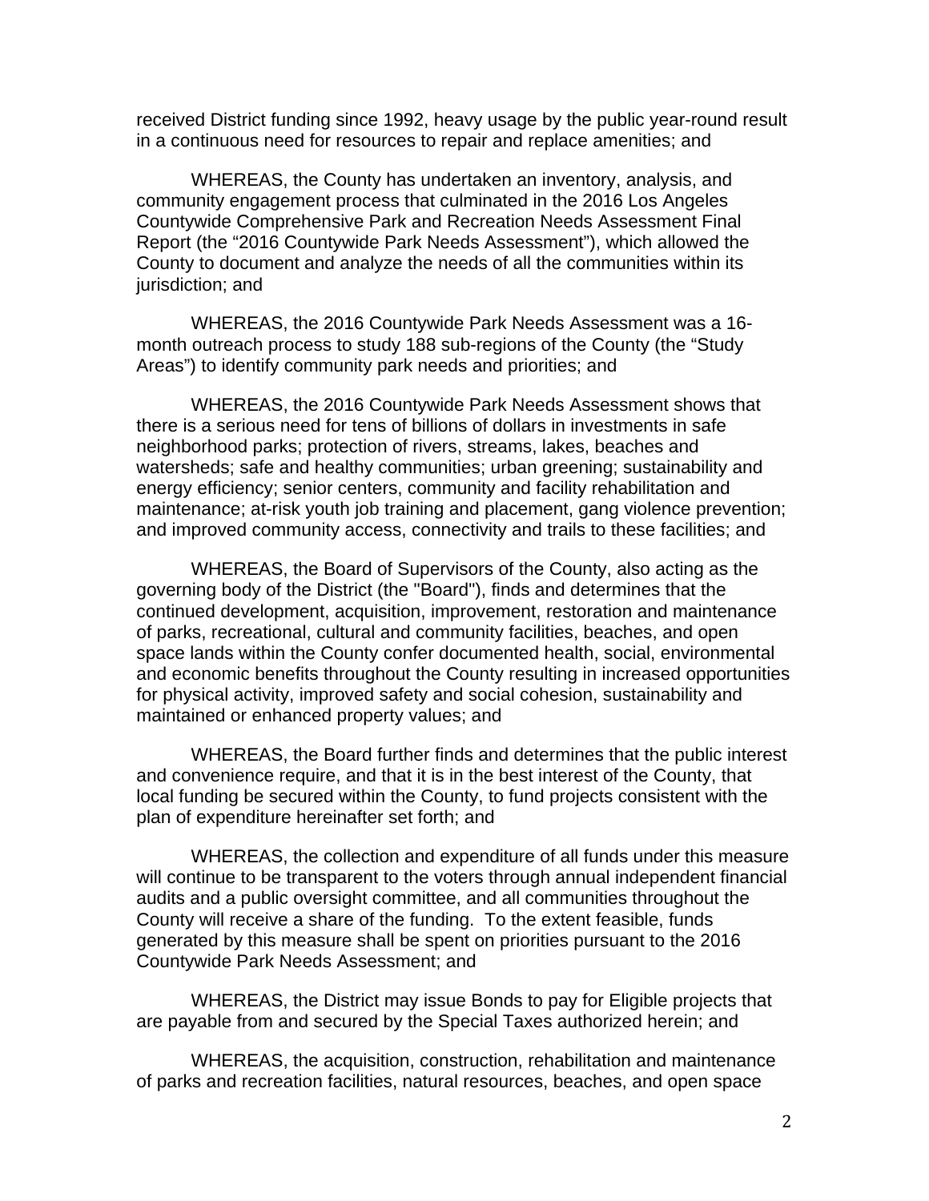received District funding since 1992, heavy usage by the public year-round result in a continuous need for resources to repair and replace amenities; and

WHEREAS, the County has undertaken an inventory, analysis, and community engagement process that culminated in the 2016 Los Angeles Countywide Comprehensive Park and Recreation Needs Assessment Final Report (the "2016 Countywide Park Needs Assessment"), which allowed the County to document and analyze the needs of all the communities within its jurisdiction; and

WHEREAS, the 2016 Countywide Park Needs Assessment was a 16-month outreach process to study 188 sub-regions of the County (the "Study Areas") to identify community park needs and priorities; and

WHEREAS, the 2016 Countywide Park Needs Assessment shows that there is a serious need for tens of billions of dollars in investments in safe neighborhood parks; protection of rivers, streams, lakes, beaches and watersheds; safe and healthy communities; urban greening; sustainability and energy efficiency; senior centers, community and facility rehabilitation and maintenance; at-risk youth job training and placement, gang violence prevention; and improved community access, connectivity and trails to these facilities; and

WHEREAS, the Board of Supervisors of the County, also acting as the governing body of the District (the "Board"), finds and determines that the continued development, acquisition, improvement, restoration and maintenance of parks, recreational, cultural and community facilities, beaches, and open space lands within the County confer documented health, social, environmental and economic benefits throughout the County resulting in increased opportunities for physical activity, improved safety and social cohesion, sustainability and maintained or enhanced property values; and

WHEREAS, the Board further finds and determines that the public interest and convenience require, and that it is in the best interest of the County, that local funding be secured within the County, to fund projects consistent with the plan of expenditure hereinafter set forth; and

WHEREAS, the collection and expenditure of all funds under this measure will continue to be transparent to the voters through annual independent financial audits and a public oversight committee, and all communities throughout the County will receive a share of the funding. To the extent feasible, funds generated by this measure shall be spent on priorities pursuant to the 2016 Countywide Park Needs Assessment; and

WHEREAS, the District may issue Bonds to pay for Eligible projects that are payable from and secured by the Special Taxes authorized herein; and

WHEREAS, the acquisition, construction, rehabilitation and maintenance of parks and recreation facilities, natural resources, beaches, and open space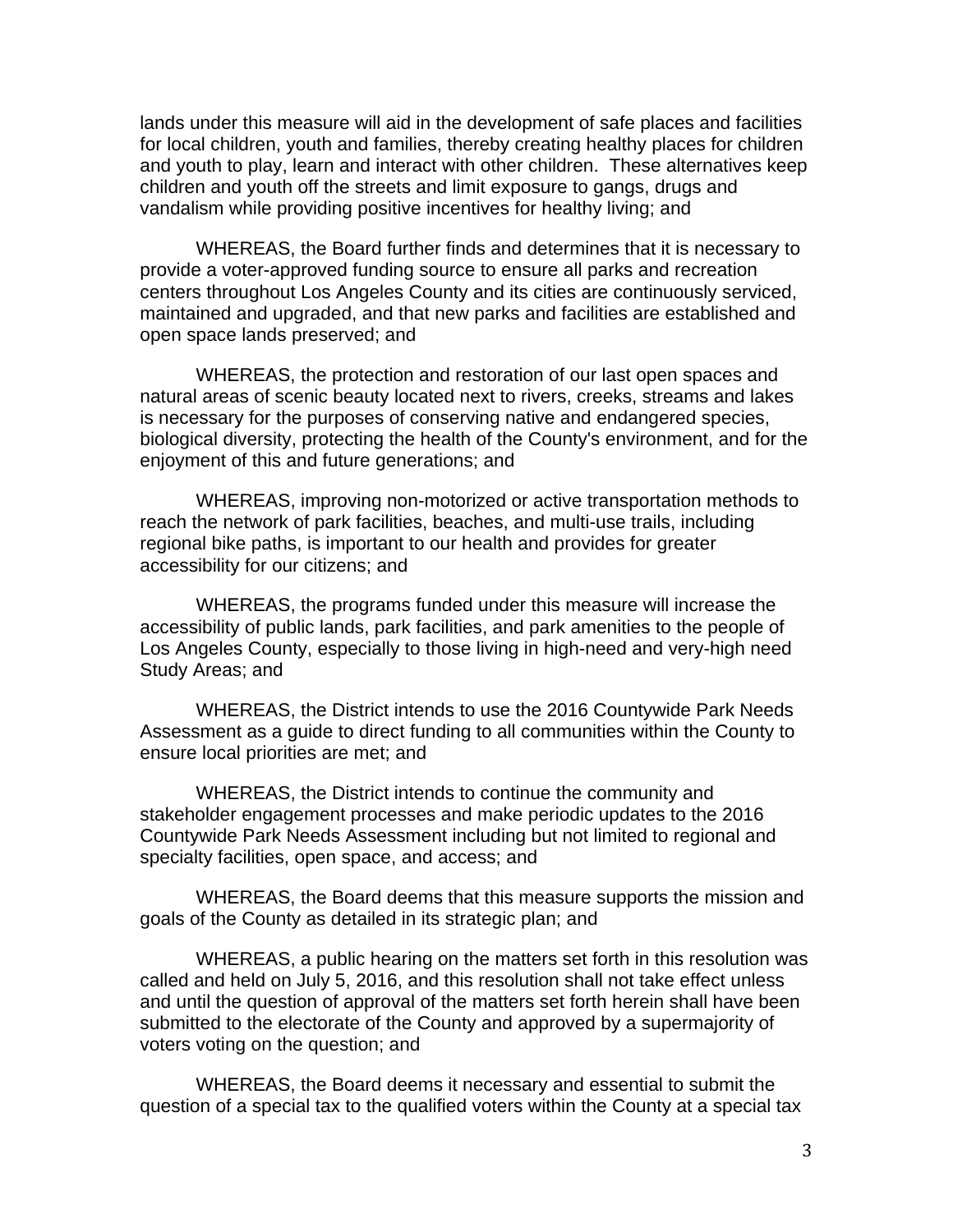lands under this measure will aid in the development of safe places and facilities for local children, youth and families, thereby creating healthy places for children and youth to play, learn and interact with other children. These alternatives keep children and youth off the streets and limit exposure to gangs, drugs and vandalism while providing positive incentives for healthy living; and

WHEREAS, the Board further finds and determines that it is necessary to provide a voter-approved funding source to ensure all parks and recreation centers throughout Los Angeles County and its cities are continuously serviced, maintained and upgraded, and that new parks and facilities are established and open space lands preserved; and

WHEREAS, the protection and restoration of our last open spaces and natural areas of scenic beauty located next to rivers, creeks, streams and lakes is necessary for the purposes of conserving native and endangered species, biological diversity, protecting the health of the County's environment, and for the enjoyment of this and future generations; and

WHEREAS, improving non-motorized or active transportation methods to reach the network of park facilities, beaches, and multi-use trails, including regional bike paths, is important to our health and provides for greater accessibility for our citizens; and

WHEREAS, the programs funded under this measure will increase the accessibility of public lands, park facilities, and park amenities to the people of Los Angeles County, especially to those living in high-need and very-high need Study Areas; and

WHEREAS, the District intends to use the 2016 Countywide Park Needs Assessment as a guide to direct funding to all communities within the County to ensure local priorities are met; and

WHEREAS, the District intends to continue the community and stakeholder engagement processes and make periodic updates to the 2016 Countywide Park Needs Assessment including but not limited to regional and specialty facilities, open space, and access; and

WHEREAS, the Board deems that this measure supports the mission and goals of the County as detailed in its strategic plan; and

WHEREAS, a public hearing on the matters set forth in this resolution was called and held on July 5, 2016, and this resolution shall not take effect unless and until the question of approval of the matters set forth herein shall have been submitted to the electorate of the County and approved by a supermajority of voters voting on the question; and

WHEREAS, the Board deems it necessary and essential to submit the question of a special tax to the qualified voters within the County at a special tax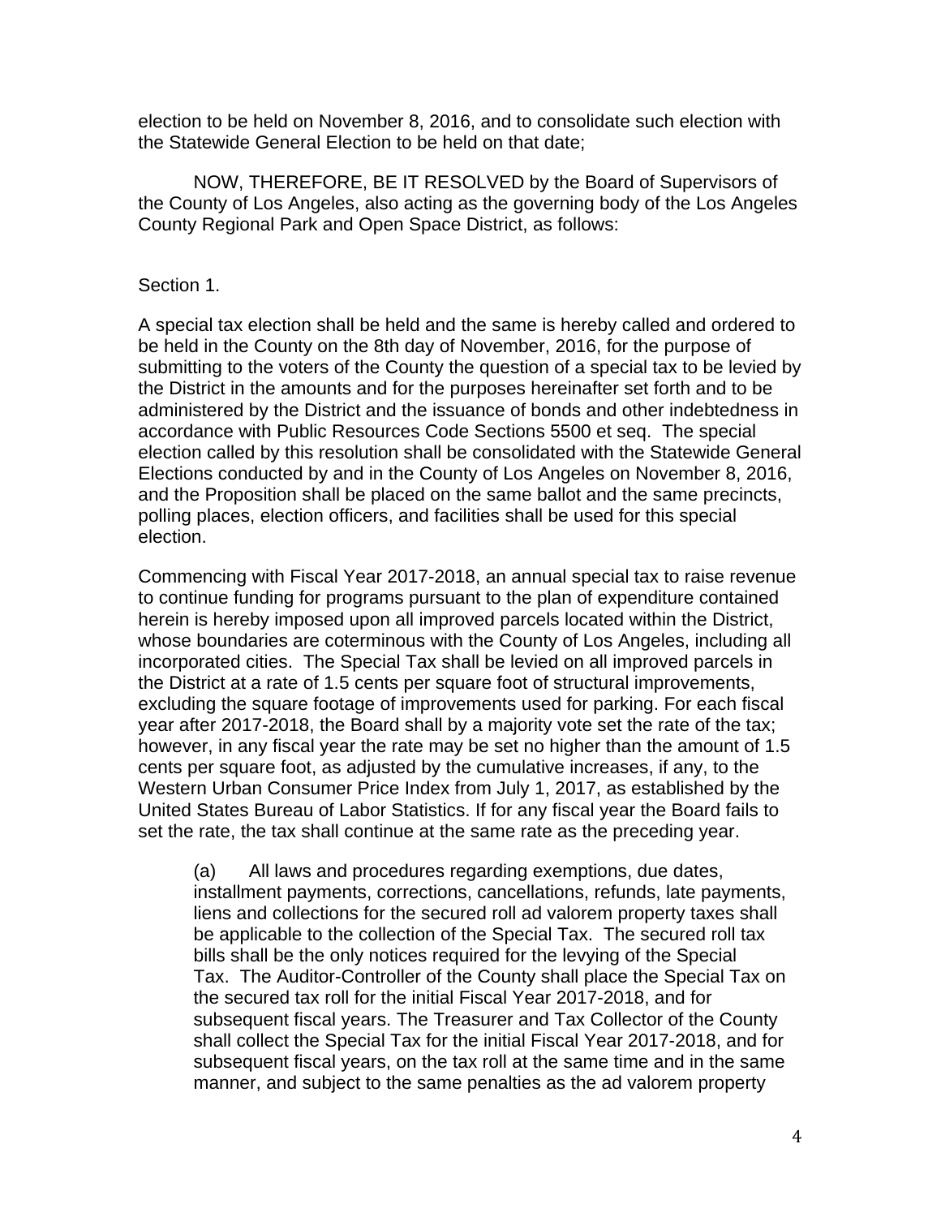election to be held on November 8, 2016, and to consolidate such election with the Statewide General Election to be held on that date;

NOW, THEREFORE, BE IT RESOLVED by the Board of Supervisors of the County of Los Angeles, also acting as the governing body of the Los Angeles County Regional Park and Open Space District, as follows:

Section 1.

A special tax election shall be held and the same is hereby called and ordered to be held in the County on the 8th day of November, 2016, for the purpose of submitting to the voters of the County the question of a special tax to be levied by the District in the amounts and for the purposes hereinafter set forth and to be administered by the District and the issuance of bonds and other indebtedness in accordance with Public Resources Code Sections 5500 et seq. The special election called by this resolution shall be consolidated with the Statewide General Elections conducted by and in the County of Los Angeles on November 8, 2016, and the Proposition shall be placed on the same ballot and the same precincts, polling places, election officers, and facilities shall be used for this special election.

Commencing with Fiscal Year 2017-2018, an annual special tax to raise revenue to continue funding for programs pursuant to the plan of expenditure contained herein is hereby imposed upon all improved parcels located within the District, whose boundaries are coterminous with the County of Los Angeles, including all incorporated cities. The Special Tax shall be levied on all improved parcels in the District at a rate of 1.5 cents per square foot of structural improvements, excluding the square footage of improvements used for parking. For each fiscal year after 2017-2018, the Board shall by a majority vote set the rate of the tax; however, in any fiscal year the rate may be set no higher than the amount of 1.5 cents per square foot, as adjusted by the cumulative increases, if any, to the Western Urban Consumer Price Index from July 1, 2017, as established by the United States Bureau of Labor Statistics. If for any fiscal year the Board fails to set the rate, the tax shall continue at the same rate as the preceding year.

(a) All laws and procedures regarding exemptions, due dates, installment payments, corrections, cancellations, refunds, late payments, liens and collections for the secured roll ad valorem property taxes shall be applicable to the collection of the Special Tax. The secured roll tax bills shall be the only notices required for the levying of the Special Tax. The Auditor-Controller of the County shall place the Special Tax on the secured tax roll for the initial Fiscal Year 2017-2018, and for subsequent fiscal years. The Treasurer and Tax Collector of the County shall collect the Special Tax for the initial Fiscal Year 2017-2018, and for subsequent fiscal years, on the tax roll at the same time and in the same manner, and subject to the same penalties as the ad valorem property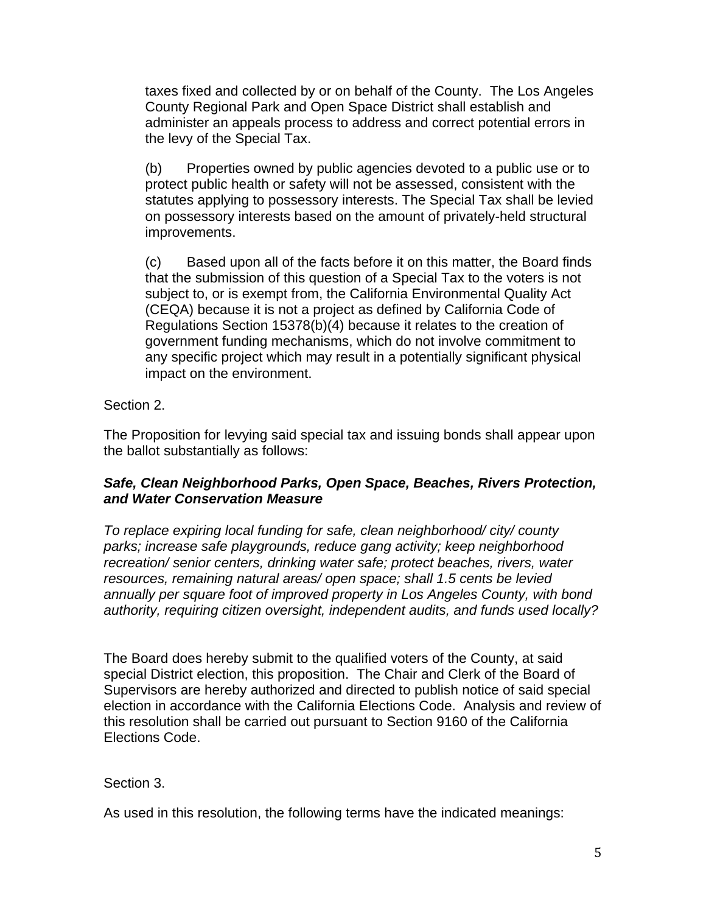taxes fixed and collected by or on behalf of the County. The Los Angeles County Regional Park and Open Space District shall establish and administer an appeals process to address and correct potential errors in the levy of the Special Tax.

(b) Properties owned by public agencies devoted to a public use or to protect public health or safety will not be assessed, consistent with the statutes applying to possessory interests. The Special Tax shall be levied on possessory interests based on the amount of privately-held structural improvements.

(c) Based upon all of the facts before it on this matter, the Board finds that the submission of this question of a Special Tax to the voters is not subject to, or is exempt from, the California Environmental Quality Act (CEQA) because it is not a project as defined by California Code of Regulations Section 15378(b)(4) because it relates to the creation of government funding mechanisms, which do not involve commitment to any specific project which may result in a potentially significant physical impact on the environment.

Section 2.

The Proposition for levying said special tax and issuing bonds shall appear upon the ballot substantially as follows:

***Safe, Clean Neighborhood Parks, Open Space, Beaches, Rivers Protection, and Water Conservation Measure***

*To replace expiring local funding for safe, clean neighborhood/ city/ county parks; increase safe playgrounds, reduce gang activity; keep neighborhood recreation/ senior centers, drinking water safe; protect beaches, rivers, water resources, remaining natural areas/ open space; shall 1.5 cents be levied annually per square foot of improved property in Los Angeles County, with bond authority, requiring citizen oversight, independent audits, and funds used locally?*

The Board does hereby submit to the qualified voters of the County, at said special District election, this proposition. The Chair and Clerk of the Board of Supervisors are hereby authorized and directed to publish notice of said special election in accordance with the California Elections Code. Analysis and review of this resolution shall be carried out pursuant to Section 9160 of the California Elections Code.

Section 3.

As used in this resolution, the following terms have the indicated meanings: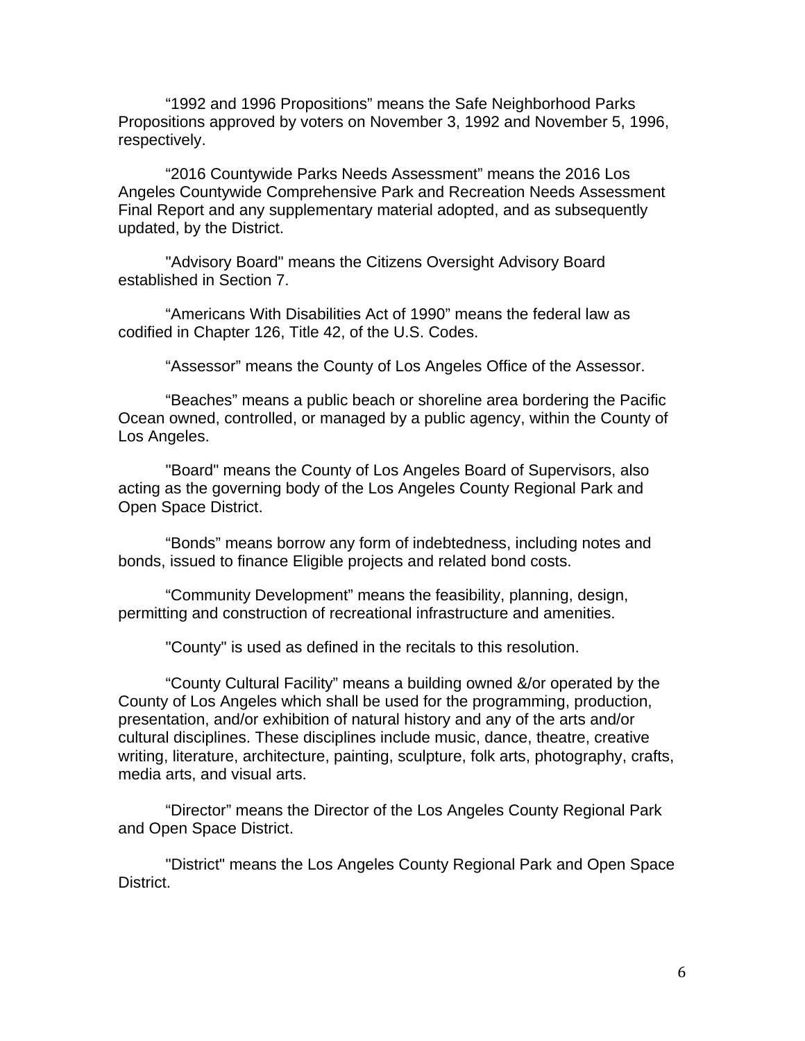"1992 and 1996 Propositions" means the Safe Neighborhood Parks Propositions approved by voters on November 3, 1992 and November 5, 1996, respectively.

"2016 Countywide Parks Needs Assessment" means the 2016 Los Angeles Countywide Comprehensive Park and Recreation Needs Assessment Final Report and any supplementary material adopted, and as subsequently updated, by the District.

"Advisory Board" means the Citizens Oversight Advisory Board established in Section 7.

"Americans With Disabilities Act of 1990" means the federal law as codified in Chapter 126, Title 42, of the U.S. Codes.

"Assessor" means the County of Los Angeles Office of the Assessor.

"Beaches" means a public beach or shoreline area bordering the Pacific Ocean owned, controlled, or managed by a public agency, within the County of Los Angeles.

"Board" means the County of Los Angeles Board of Supervisors, also acting as the governing body of the Los Angeles County Regional Park and Open Space District.

"Bonds" means borrow any form of indebtedness, including notes and bonds, issued to finance Eligible projects and related bond costs.

"Community Development" means the feasibility, planning, design, permitting and construction of recreational infrastructure and amenities.

"County" is used as defined in the recitals to this resolution.

"County Cultural Facility" means a building owned &/or operated by the County of Los Angeles which shall be used for the programming, production, presentation, and/or exhibition of natural history and any of the arts and/or cultural disciplines. These disciplines include music, dance, theatre, creative writing, literature, architecture, painting, sculpture, folk arts, photography, crafts, media arts, and visual arts.

"Director" means the Director of the Los Angeles County Regional Park and Open Space District.

"District" means the Los Angeles County Regional Park and Open Space District.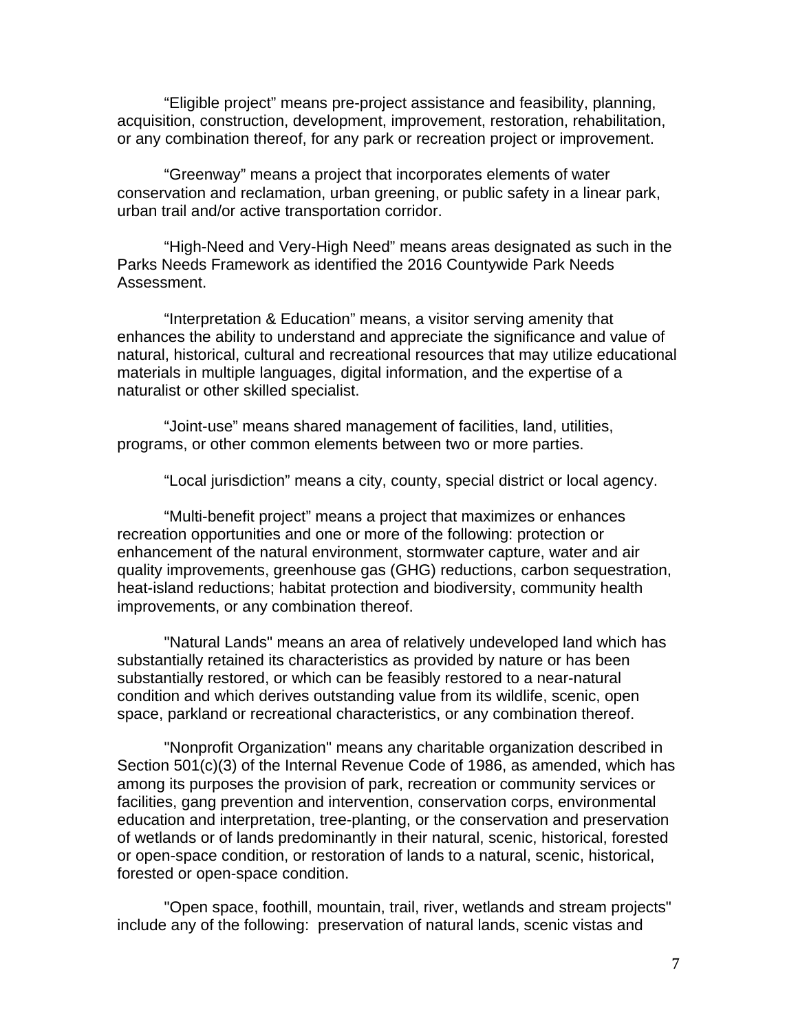"Eligible project" means pre-project assistance and feasibility, planning, acquisition, construction, development, improvement, restoration, rehabilitation, or any combination thereof, for any park or recreation project or improvement.

"Greenway" means a project that incorporates elements of water conservation and reclamation, urban greening, or public safety in a linear park, urban trail and/or active transportation corridor.

"High-Need and Very-High Need" means areas designated as such in the Parks Needs Framework as identified the 2016 Countywide Park Needs Assessment.

"Interpretation & Education" means, a visitor serving amenity that enhances the ability to understand and appreciate the significance and value of natural, historical, cultural and recreational resources that may utilize educational materials in multiple languages, digital information, and the expertise of a naturalist or other skilled specialist.

"Joint-use" means shared management of facilities, land, utilities, programs, or other common elements between two or more parties.

"Local jurisdiction" means a city, county, special district or local agency.

"Multi-benefit project" means a project that maximizes or enhances recreation opportunities and one or more of the following: protection or enhancement of the natural environment, stormwater capture, water and air quality improvements, greenhouse gas (GHG) reductions, carbon sequestration, heat-island reductions; habitat protection and biodiversity, community health improvements, or any combination thereof.

"Natural Lands" means an area of relatively undeveloped land which has substantially retained its characteristics as provided by nature or has been substantially restored, or which can be feasibly restored to a near-natural condition and which derives outstanding value from its wildlife, scenic, open space, parkland or recreational characteristics, or any combination thereof.

"Nonprofit Organization" means any charitable organization described in Section 501(c)(3) of the Internal Revenue Code of 1986, as amended, which has among its purposes the provision of park, recreation or community services or facilities, gang prevention and intervention, conservation corps, environmental education and interpretation, tree-planting, or the conservation and preservation of wetlands or of lands predominantly in their natural, scenic, historical, forested or open-space condition, or restoration of lands to a natural, scenic, historical, forested or open-space condition.

"Open space, foothill, mountain, trail, river, wetlands and stream projects" include any of the following: preservation of natural lands, scenic vistas and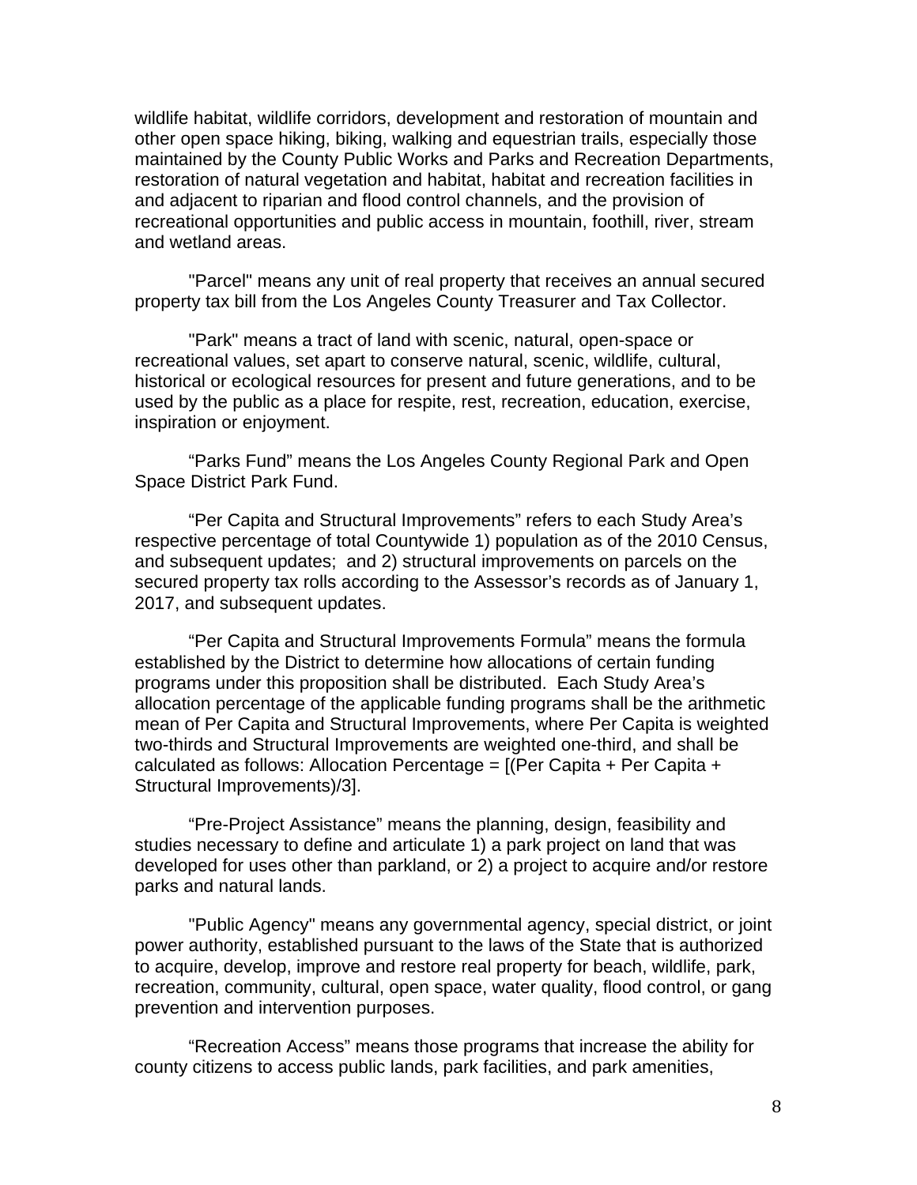wildlife habitat, wildlife corridors, development and restoration of mountain and other open space hiking, biking, walking and equestrian trails, especially those maintained by the County Public Works and Parks and Recreation Departments, restoration of natural vegetation and habitat, habitat and recreation facilities in and adjacent to riparian and flood control channels, and the provision of recreational opportunities and public access in mountain, foothill, river, stream and wetland areas.

"Parcel" means any unit of real property that receives an annual secured property tax bill from the Los Angeles County Treasurer and Tax Collector.

"Park" means a tract of land with scenic, natural, open-space or recreational values, set apart to conserve natural, scenic, wildlife, cultural, historical or ecological resources for present and future generations, and to be used by the public as a place for respite, rest, recreation, education, exercise, inspiration or enjoyment.

“Parks Fund” means the Los Angeles County Regional Park and Open Space District Park Fund.

“Per Capita and Structural Improvements” refers to each Study Area’s respective percentage of total Countywide 1) population as of the 2010 Census, and subsequent updates; and 2) structural improvements on parcels on the secured property tax rolls according to the Assessor’s records as of January 1, 2017, and subsequent updates.

“Per Capita and Structural Improvements Formula” means the formula established by the District to determine how allocations of certain funding programs under this proposition shall be distributed. Each Study Area’s allocation percentage of the applicable funding programs shall be the arithmetic mean of Per Capita and Structural Improvements, where Per Capita is weighted two-thirds and Structural Improvements are weighted one-third, and shall be calculated as follows: Allocation Percentage = [(Per Capita + Per Capita + Structural Improvements)/3].

“Pre-Project Assistance” means the planning, design, feasibility and studies necessary to define and articulate 1) a park project on land that was developed for uses other than parkland, or 2) a project to acquire and/or restore parks and natural lands.

"Public Agency" means any governmental agency, special district, or joint power authority, established pursuant to the laws of the State that is authorized to acquire, develop, improve and restore real property for beach, wildlife, park, recreation, community, cultural, open space, water quality, flood control, or gang prevention and intervention purposes.

“Recreation Access” means those programs that increase the ability for county citizens to access public lands, park facilities, and park amenities,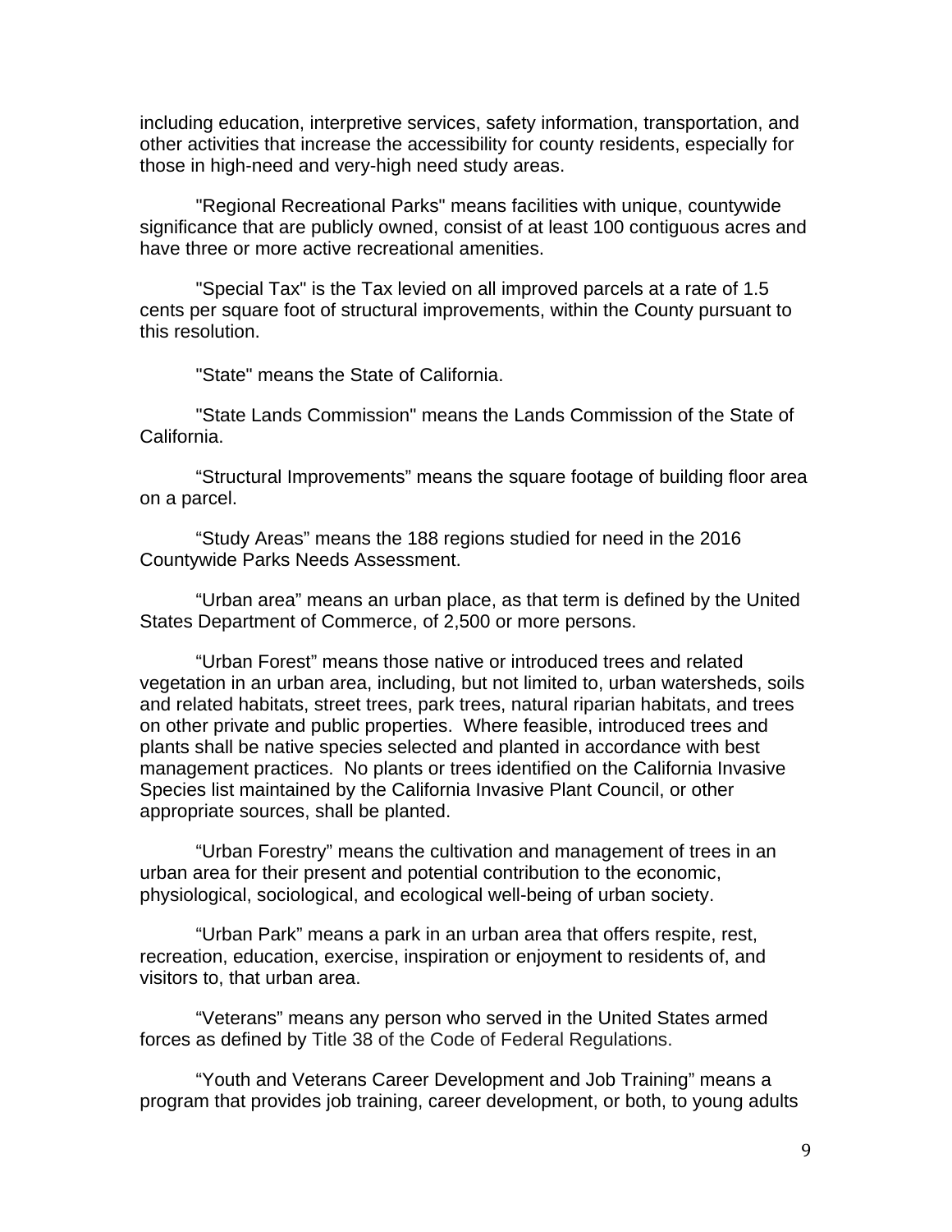including education, interpretive services, safety information, transportation, and other activities that increase the accessibility for county residents, especially for those in high-need and very-high need study areas.

"Regional Recreational Parks" means facilities with unique, countywide significance that are publicly owned, consist of at least 100 contiguous acres and have three or more active recreational amenities.

"Special Tax" is the Tax levied on all improved parcels at a rate of 1.5 cents per square foot of structural improvements, within the County pursuant to this resolution.

"State" means the State of California.

"State Lands Commission" means the Lands Commission of the State of California.

“Structural Improvements” means the square footage of building floor area on a parcel.

“Study Areas” means the 188 regions studied for need in the 2016 Countywide Parks Needs Assessment.

“Urban area” means an urban place, as that term is defined by the United States Department of Commerce, of 2,500 or more persons.

“Urban Forest” means those native or introduced trees and related vegetation in an urban area, including, but not limited to, urban watersheds, soils and related habitats, street trees, park trees, natural riparian habitats, and trees on other private and public properties. Where feasible, introduced trees and plants shall be native species selected and planted in accordance with best management practices. No plants or trees identified on the California Invasive Species list maintained by the California Invasive Plant Council, or other appropriate sources, shall be planted.

“Urban Forestry” means the cultivation and management of trees in an urban area for their present and potential contribution to the economic, physiological, sociological, and ecological well-being of urban society.

“Urban Park” means a park in an urban area that offers respite, rest, recreation, education, exercise, inspiration or enjoyment to residents of, and visitors to, that urban area.

“Veterans” means any person who served in the United States armed forces as defined by Title 38 of the Code of Federal Regulations.

“Youth and Veterans Career Development and Job Training” means a program that provides job training, career development, or both, to young adults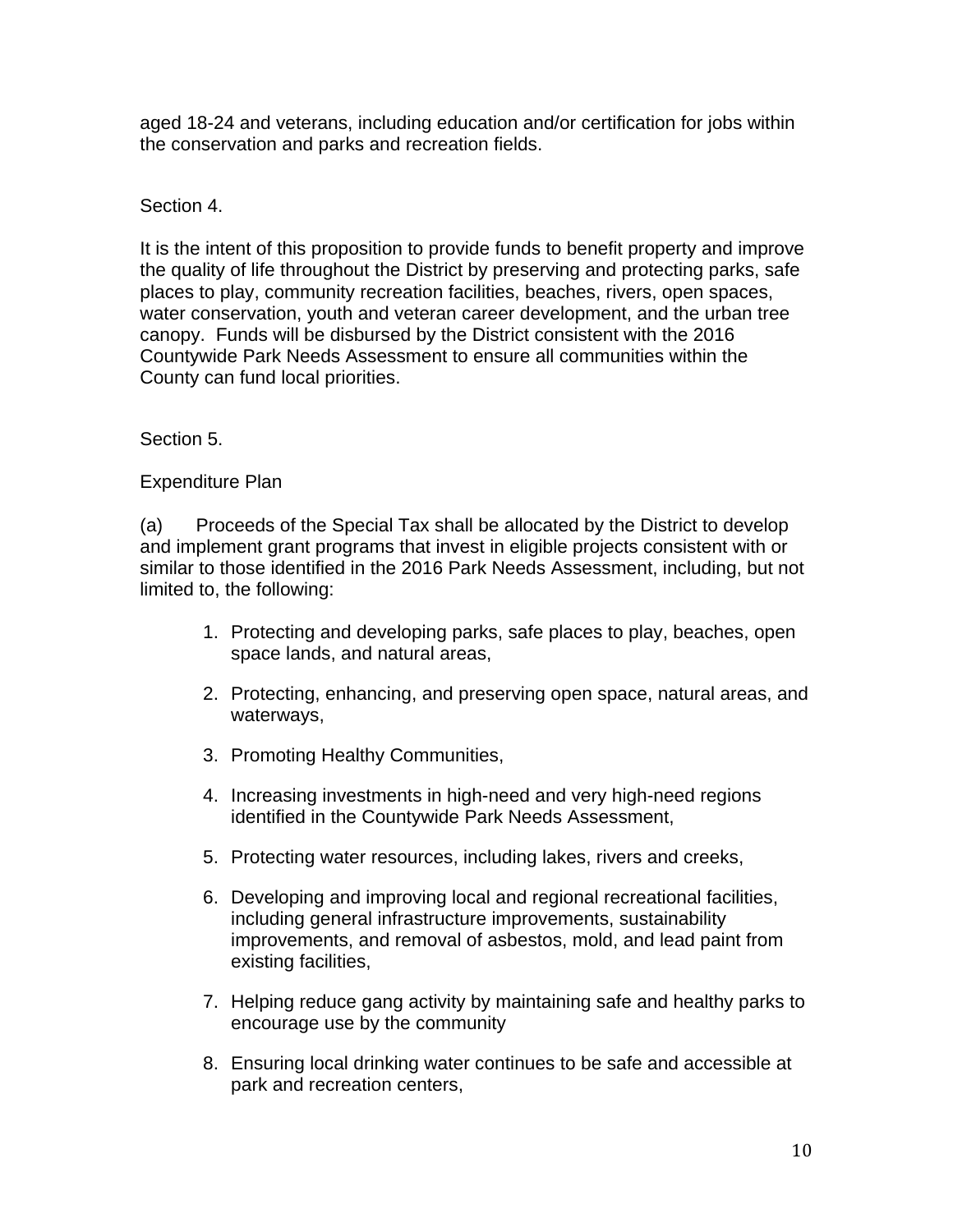aged 18-24 and veterans, including education and/or certification for jobs within the conservation and parks and recreation fields.

Section 4.

It is the intent of this proposition to provide funds to benefit property and improve the quality of life throughout the District by preserving and protecting parks, safe places to play, community recreation facilities, beaches, rivers, open spaces, water conservation, youth and veteran career development, and the urban tree canopy. Funds will be disbursed by the District consistent with the 2016 Countywide Park Needs Assessment to ensure all communities within the County can fund local priorities.

Section 5.

Expenditure Plan

(a) Proceeds of the Special Tax shall be allocated by the District to develop and implement grant programs that invest in eligible projects consistent with or similar to those identified in the 2016 Park Needs Assessment, including, but not limited to, the following:

1. Protecting and developing parks, safe places to play, beaches, open space lands, and natural areas,
2. Protecting, enhancing, and preserving open space, natural areas, and waterways,
3. Promoting Healthy Communities,
4. Increasing investments in high-need and very high-need regions identified in the Countywide Park Needs Assessment,
5. Protecting water resources, including lakes, rivers and creeks,
6. Developing and improving local and regional recreational facilities, including general infrastructure improvements, sustainability improvements, and removal of asbestos, mold, and lead paint from existing facilities,
7. Helping reduce gang activity by maintaining safe and healthy parks to encourage use by the community
8. Ensuring local drinking water continues to be safe and accessible at park and recreation centers,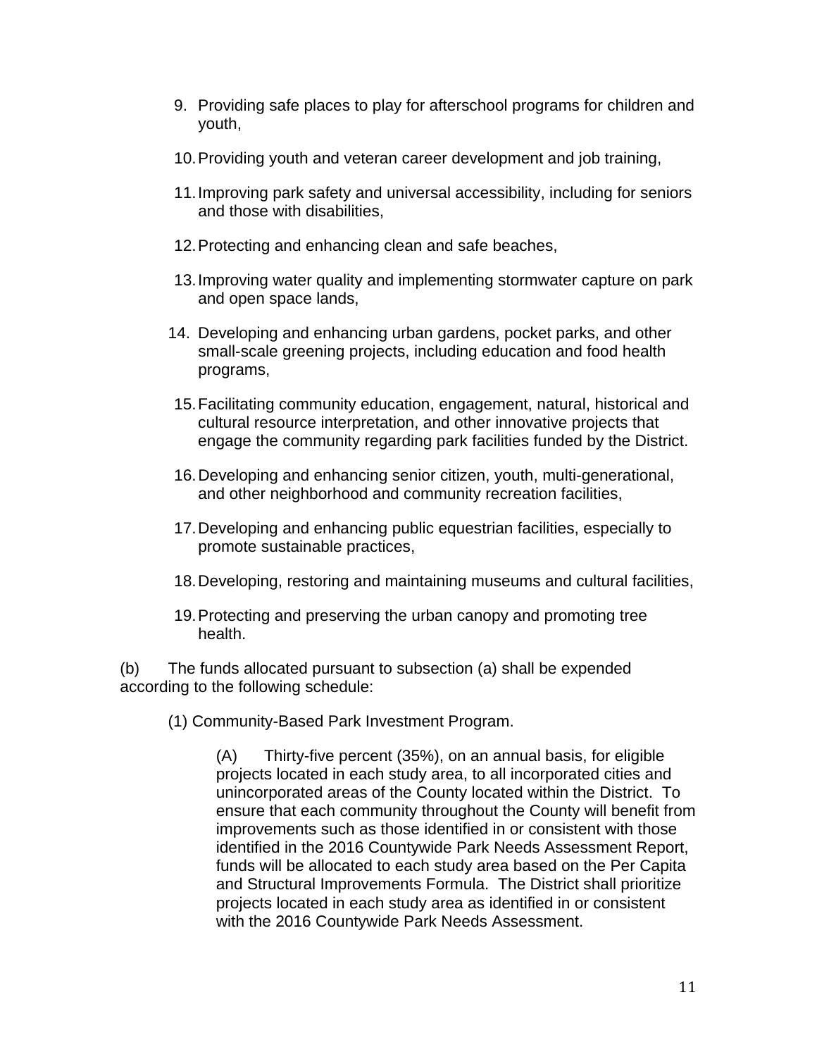9. Providing safe places to play for afterschool programs for children and youth,

10. Providing youth and veteran career development and job training,

11. Improving park safety and universal accessibility, including for seniors and those with disabilities,

12. Protecting and enhancing clean and safe beaches,

13. Improving water quality and implementing stormwater capture on park and open space lands,

14. Developing and enhancing urban gardens, pocket parks, and other small-scale greening projects, including education and food health programs,

15. Facilitating community education, engagement, natural, historical and cultural resource interpretation, and other innovative projects that engage the community regarding park facilities funded by the District.

16. Developing and enhancing senior citizen, youth, multi-generational, and other neighborhood and community recreation facilities,

17. Developing and enhancing public equestrian facilities, especially to promote sustainable practices,

18. Developing, restoring and maintaining museums and cultural facilities,

19. Protecting and preserving the urban canopy and promoting tree health.

(b) The funds allocated pursuant to subsection (a) shall be expended according to the following schedule:

(1) Community-Based Park Investment Program.

(A) Thirty-five percent (35%), on an annual basis, for eligible projects located in each study area, to all incorporated cities and unincorporated areas of the County located within the District. To ensure that each community throughout the County will benefit from improvements such as those identified in or consistent with those identified in the 2016 Countywide Park Needs Assessment Report, funds will be allocated to each study area based on the Per Capita and Structural Improvements Formula. The District shall prioritize projects located in each study area as identified in or consistent with the 2016 Countywide Park Needs Assessment.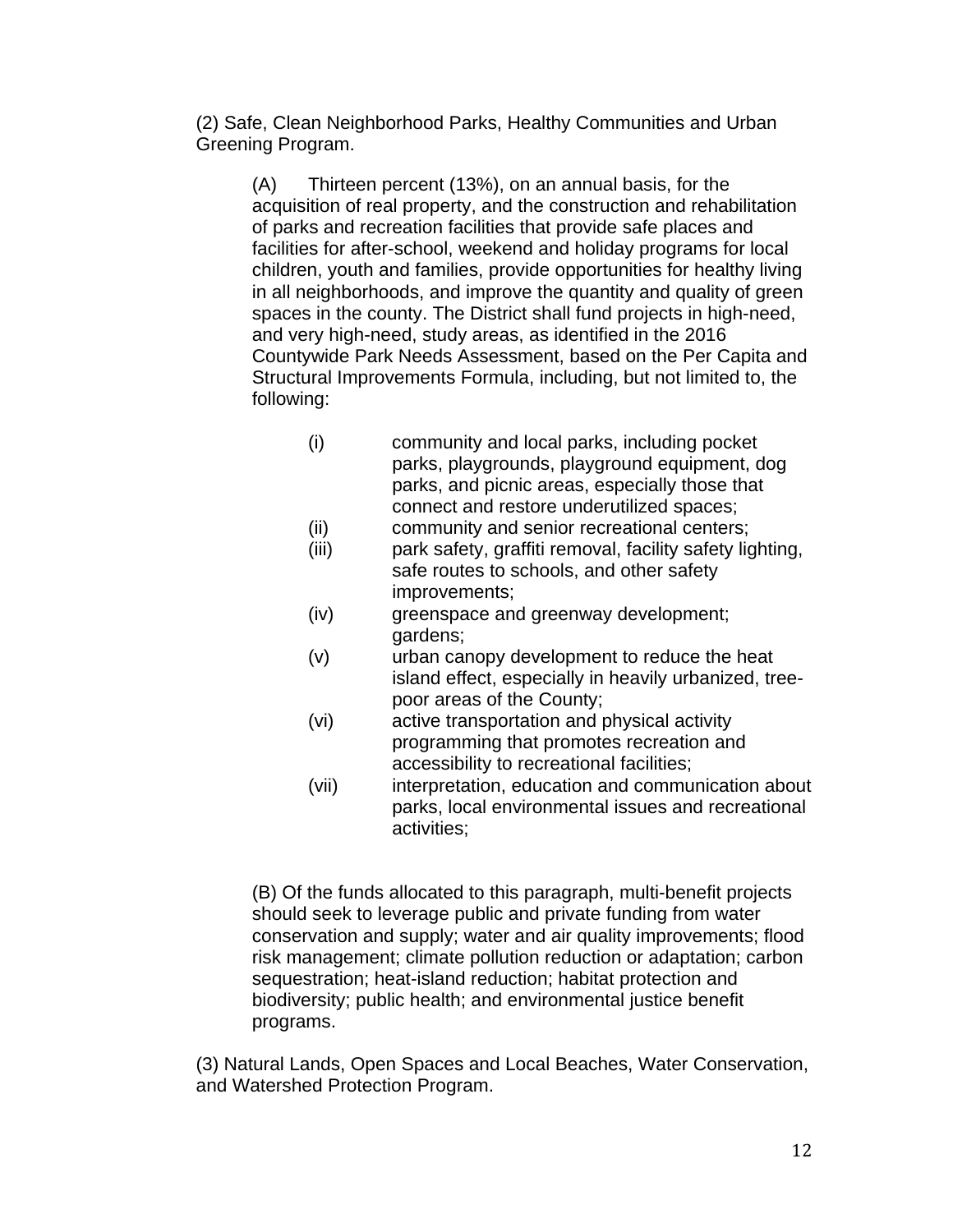(2) Safe, Clean Neighborhood Parks, Healthy Communities and Urban Greening Program.

(A) Thirteen percent (13%), on an annual basis, for the acquisition of real property, and the construction and rehabilitation of parks and recreation facilities that provide safe places and facilities for after-school, weekend and holiday programs for local children, youth and families, provide opportunities for healthy living in all neighborhoods, and improve the quantity and quality of green spaces in the county. The District shall fund projects in high-need, and very high-need, study areas, as identified in the 2016 Countywide Park Needs Assessment, based on the Per Capita and Structural Improvements Formula, including, but not limited to, the following:

- (i) community and local parks, including pocket parks, playgrounds, playground equipment, dog parks, and picnic areas, especially those that connect and restore underutilized spaces;
- (ii) community and senior recreational centers;
- (iii) park safety, graffiti removal, facility safety lighting, safe routes to schools, and other safety improvements;
- (iv) greenspace and greenway development; gardens;
- (v) urban canopy development to reduce the heat island effect, especially in heavily urbanized, tree-poor areas of the County;
- (vi) active transportation and physical activity programming that promotes recreation and accessibility to recreational facilities;
- (vii) interpretation, education and communication about parks, local environmental issues and recreational activities;

(B) Of the funds allocated to this paragraph, multi-benefit projects should seek to leverage public and private funding from water conservation and supply; water and air quality improvements; flood risk management; climate pollution reduction or adaptation; carbon sequestration; heat-island reduction; habitat protection and biodiversity; public health; and environmental justice benefit programs.

(3) Natural Lands, Open Spaces and Local Beaches, Water Conservation, and Watershed Protection Program.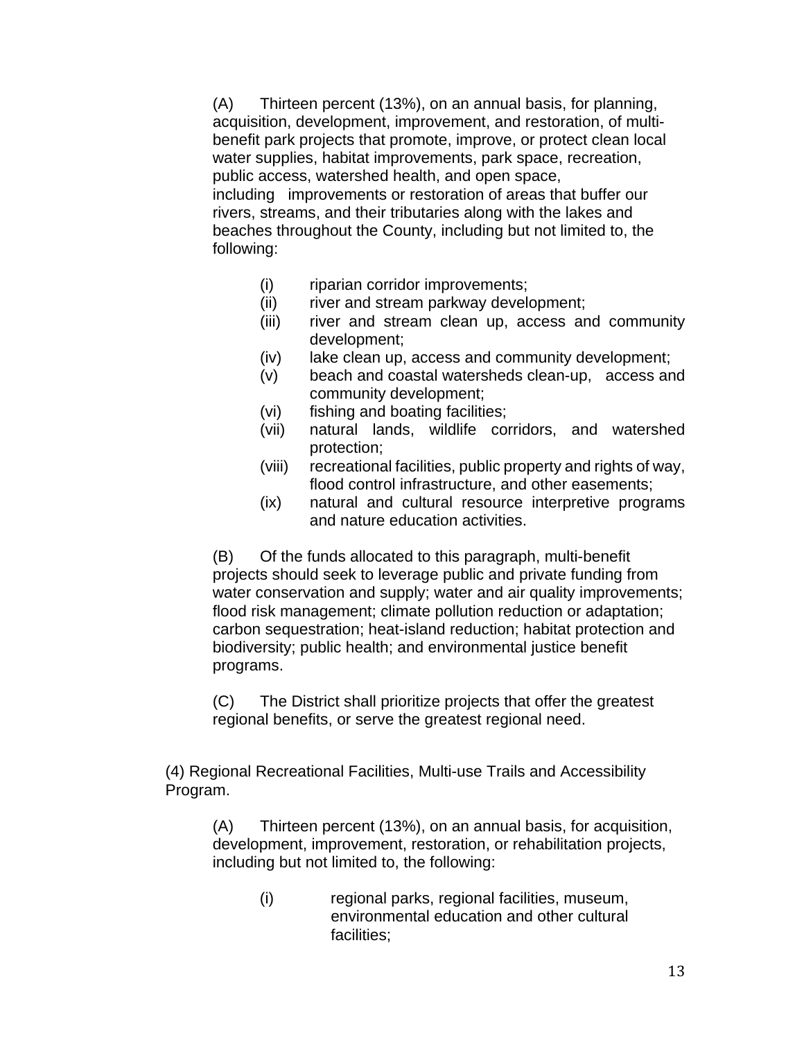(A) Thirteen percent (13%), on an annual basis, for planning, acquisition, development, improvement, and restoration, of multi-benefit park projects that promote, improve, or protect clean local water supplies, habitat improvements, park space, recreation, public access, watershed health, and open space, including improvements or restoration of areas that buffer our rivers, streams, and their tributaries along with the lakes and beaches throughout the County, including but not limited to, the following:

- (i) riparian corridor improvements;
- (ii) river and stream parkway development;
- (iii) river and stream clean up, access and community development;
- (iv) lake clean up, access and community development;
- (v) beach and coastal watersheds clean-up, access and community development;
- (vi) fishing and boating facilities;
- (vii) natural lands, wildlife corridors, and watershed protection;
- (viii) recreational facilities, public property and rights of way, flood control infrastructure, and other easements;
- (ix) natural and cultural resource interpretive programs and nature education activities.

(B) Of the funds allocated to this paragraph, multi-benefit projects should seek to leverage public and private funding from water conservation and supply; water and air quality improvements; flood risk management; climate pollution reduction or adaptation; carbon sequestration; heat-island reduction; habitat protection and biodiversity; public health; and environmental justice benefit programs.

(C) The District shall prioritize projects that offer the greatest regional benefits, or serve the greatest regional need.

(4) Regional Recreational Facilities, Multi-use Trails and Accessibility Program.

(A) Thirteen percent (13%), on an annual basis, for acquisition, development, improvement, restoration, or rehabilitation projects, including but not limited to, the following:

- (i) regional parks, regional facilities, museum, environmental education and other cultural facilities;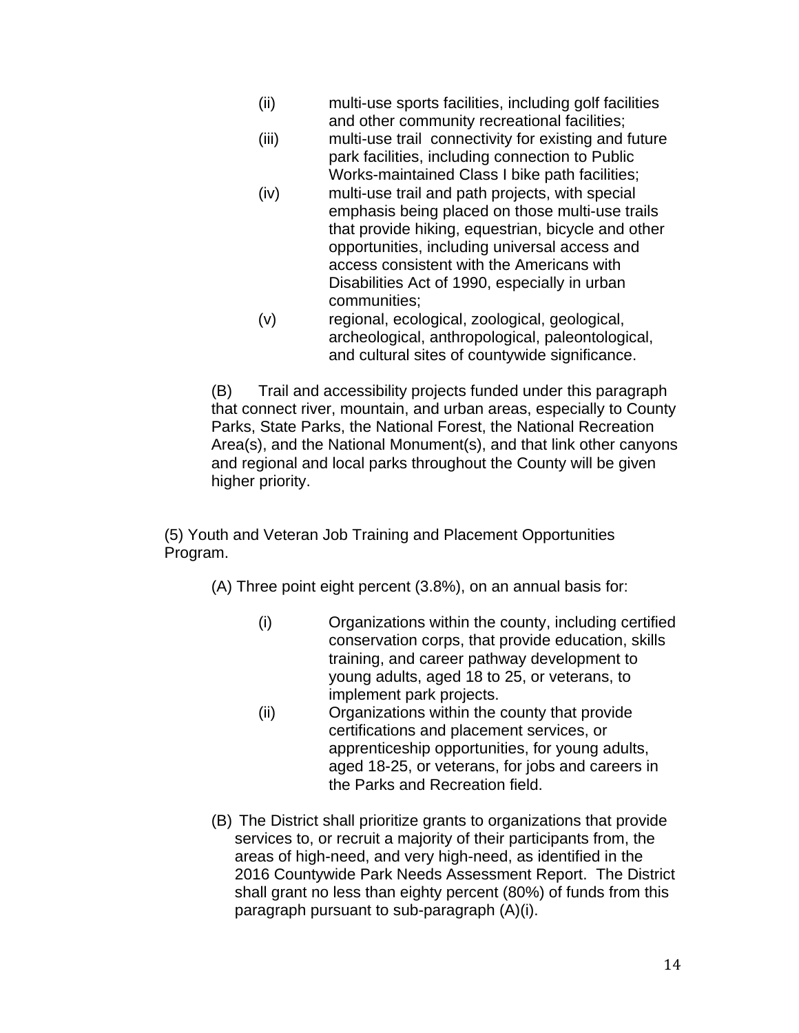(ii) multi-use sports facilities, including golf facilities and other community recreational facilities;

(iii) multi-use trail connectivity for existing and future park facilities, including connection to Public Works-maintained Class I bike path facilities;

(iv) multi-use trail and path projects, with special emphasis being placed on those multi-use trails that provide hiking, equestrian, bicycle and other opportunities, including universal access and access consistent with the Americans with Disabilities Act of 1990, especially in urban communities;

(v) regional, ecological, zoological, geological, archeological, anthropological, paleontological, and cultural sites of countywide significance.

(B) Trail and accessibility projects funded under this paragraph that connect river, mountain, and urban areas, especially to County Parks, State Parks, the National Forest, the National Recreation Area(s), and the National Monument(s), and that link other canyons and regional and local parks throughout the County will be given higher priority.

(5) Youth and Veteran Job Training and Placement Opportunities Program.

(A) Three point eight percent (3.8%), on an annual basis for:

(i) Organizations within the county, including certified conservation corps, that provide education, skills training, and career pathway development to young adults, aged 18 to 25, or veterans, to implement park projects.

(ii) Organizations within the county that provide certifications and placement services, or apprenticeship opportunities, for young adults, aged 18-25, or veterans, for jobs and careers in the Parks and Recreation field.

(B) The District shall prioritize grants to organizations that provide services to, or recruit a majority of their participants from, the areas of high-need, and very high-need, as identified in the 2016 Countywide Park Needs Assessment Report. The District shall grant no less than eighty percent (80%) of funds from this paragraph pursuant to sub-paragraph (A)(i).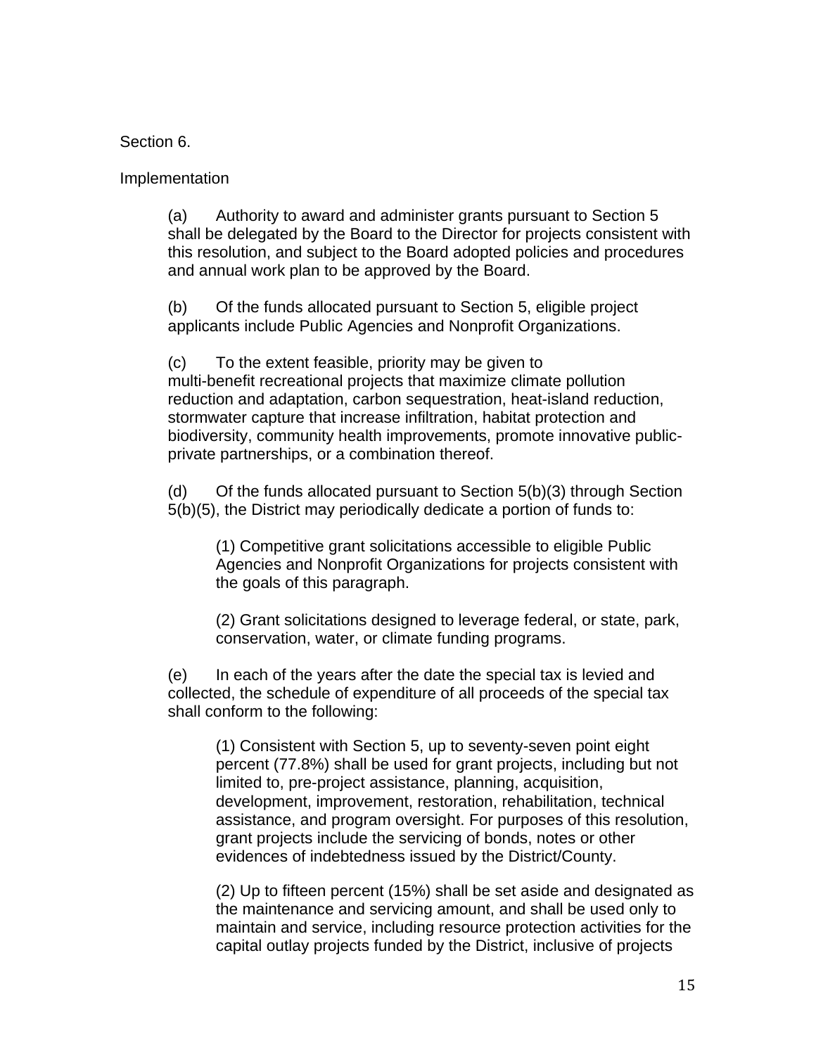Section 6.

Implementation

(a) Authority to award and administer grants pursuant to Section 5 shall be delegated by the Board to the Director for projects consistent with this resolution, and subject to the Board adopted policies and procedures and annual work plan to be approved by the Board.

(b) Of the funds allocated pursuant to Section 5, eligible project applicants include Public Agencies and Nonprofit Organizations.

(c) To the extent feasible, priority may be given to multi-benefit recreational projects that maximize climate pollution reduction and adaptation, carbon sequestration, heat-island reduction, stormwater capture that increase infiltration, habitat protection and biodiversity, community health improvements, promote innovative public-private partnerships, or a combination thereof.

(d) Of the funds allocated pursuant to Section 5(b)(3) through Section 5(b)(5), the District may periodically dedicate a portion of funds to:

(1) Competitive grant solicitations accessible to eligible Public Agencies and Nonprofit Organizations for projects consistent with the goals of this paragraph.

(2) Grant solicitations designed to leverage federal, or state, park, conservation, water, or climate funding programs.

(e) In each of the years after the date the special tax is levied and collected, the schedule of expenditure of all proceeds of the special tax shall conform to the following:

(1) Consistent with Section 5, up to seventy-seven point eight percent (77.8%) shall be used for grant projects, including but not limited to, pre-project assistance, planning, acquisition, development, improvement, restoration, rehabilitation, technical assistance, and program oversight. For purposes of this resolution, grant projects include the servicing of bonds, notes or other evidences of indebtedness issued by the District/County.

(2) Up to fifteen percent (15%) shall be set aside and designated as the maintenance and servicing amount, and shall be used only to maintain and service, including resource protection activities for the capital outlay projects funded by the District, inclusive of projects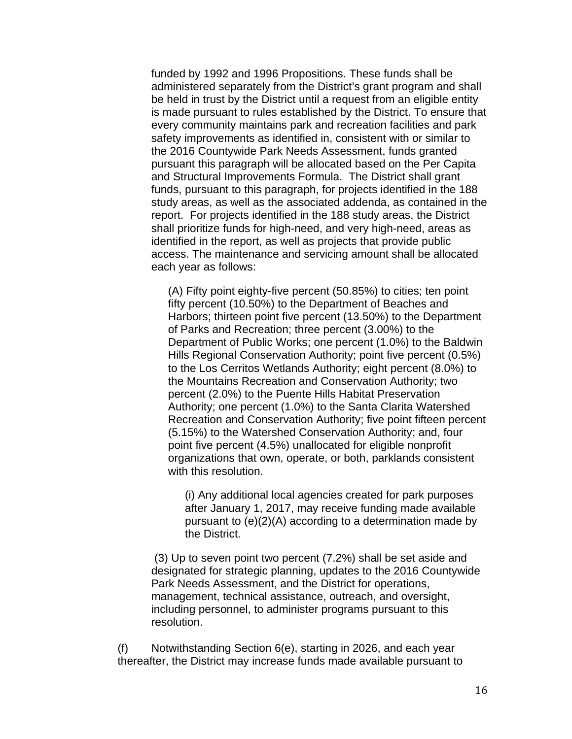funded by 1992 and 1996 Propositions. These funds shall be administered separately from the District's grant program and shall be held in trust by the District until a request from an eligible entity is made pursuant to rules established by the District. To ensure that every community maintains park and recreation facilities and park safety improvements as identified in, consistent with or similar to the 2016 Countywide Park Needs Assessment, funds granted pursuant this paragraph will be allocated based on the Per Capita and Structural Improvements Formula. The District shall grant funds, pursuant to this paragraph, for projects identified in the 188 study areas, as well as the associated addenda, as contained in the report. For projects identified in the 188 study areas, the District shall prioritize funds for high-need, and very high-need, areas as identified in the report, as well as projects that provide public access. The maintenance and servicing amount shall be allocated each year as follows:

(A) Fifty point eighty-five percent (50.85%) to cities; ten point fifty percent (10.50%) to the Department of Beaches and Harbors; thirteen point five percent (13.50%) to the Department of Parks and Recreation; three percent (3.00%) to the Department of Public Works; one percent (1.0%) to the Baldwin Hills Regional Conservation Authority; point five percent (0.5%) to the Los Cerritos Wetlands Authority; eight percent (8.0%) to the Mountains Recreation and Conservation Authority; two percent (2.0%) to the Puente Hills Habitat Preservation Authority; one percent (1.0%) to the Santa Clarita Watershed Recreation and Conservation Authority; five point fifteen percent (5.15%) to the Watershed Conservation Authority; and, four point five percent (4.5%) unallocated for eligible nonprofit organizations that own, operate, or both, parklands consistent with this resolution.

(i) Any additional local agencies created for park purposes after January 1, 2017, may receive funding made available pursuant to (e)(2)(A) according to a determination made by the District.

(3) Up to seven point two percent (7.2%) shall be set aside and designated for strategic planning, updates to the 2016 Countywide Park Needs Assessment, and the District for operations, management, technical assistance, outreach, and oversight, including personnel, to administer programs pursuant to this resolution.

(f) Notwithstanding Section 6(e), starting in 2026, and each year thereafter, the District may increase funds made available pursuant to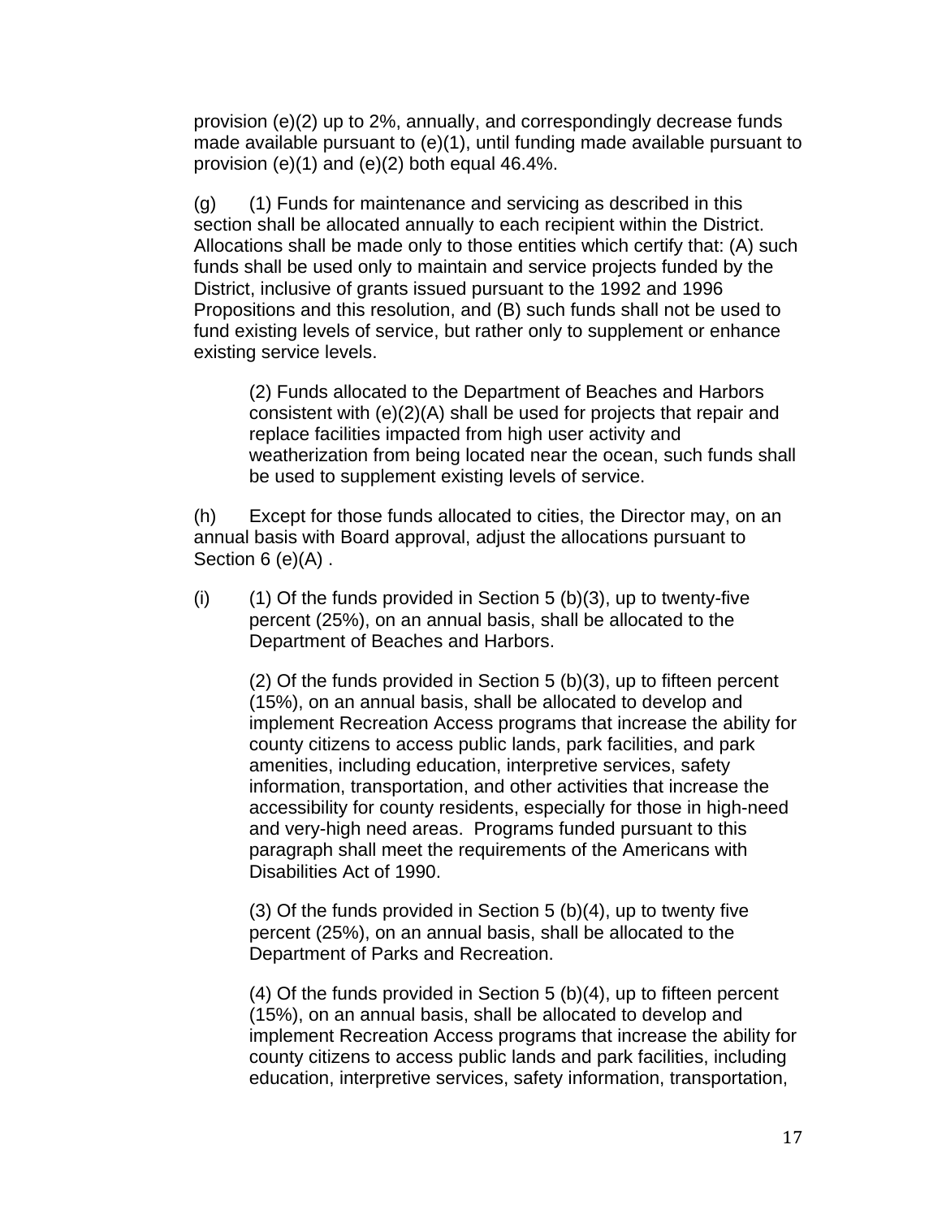provision (e)(2) up to 2%, annually, and correspondingly decrease funds made available pursuant to (e)(1), until funding made available pursuant to provision (e)(1) and (e)(2) both equal 46.4%.

(g) (1) Funds for maintenance and servicing as described in this section shall be allocated annually to each recipient within the District. Allocations shall be made only to those entities which certify that: (A) such funds shall be used only to maintain and service projects funded by the District, inclusive of grants issued pursuant to the 1992 and 1996 Propositions and this resolution, and (B) such funds shall not be used to fund existing levels of service, but rather only to supplement or enhance existing service levels.

(2) Funds allocated to the Department of Beaches and Harbors consistent with (e)(2)(A) shall be used for projects that repair and replace facilities impacted from high user activity and weatherization from being located near the ocean, such funds shall be used to supplement existing levels of service.

(h) Except for those funds allocated to cities, the Director may, on an annual basis with Board approval, adjust the allocations pursuant to Section 6 (e)(A) .

(i) (1) Of the funds provided in Section 5 (b)(3), up to twenty-five percent (25%), on an annual basis, shall be allocated to the Department of Beaches and Harbors.

(2) Of the funds provided in Section 5 (b)(3), up to fifteen percent (15%), on an annual basis, shall be allocated to develop and implement Recreation Access programs that increase the ability for county citizens to access public lands, park facilities, and park amenities, including education, interpretive services, safety information, transportation, and other activities that increase the accessibility for county residents, especially for those in high-need and very-high need areas. Programs funded pursuant to this paragraph shall meet the requirements of the Americans with Disabilities Act of 1990.

(3) Of the funds provided in Section 5 (b)(4), up to twenty five percent (25%), on an annual basis, shall be allocated to the Department of Parks and Recreation.

(4) Of the funds provided in Section 5 (b)(4), up to fifteen percent (15%), on an annual basis, shall be allocated to develop and implement Recreation Access programs that increase the ability for county citizens to access public lands and park facilities, including education, interpretive services, safety information, transportation,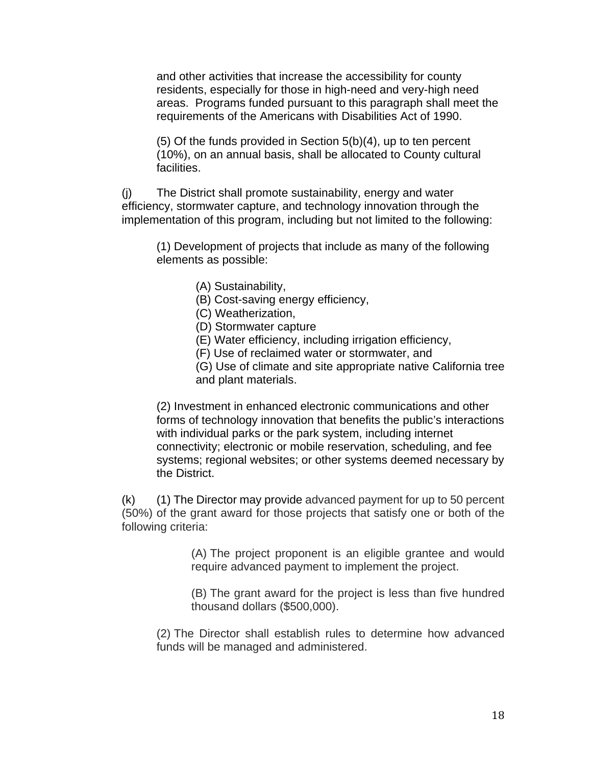and other activities that increase the accessibility for county residents, especially for those in high-need and very-high need areas. Programs funded pursuant to this paragraph shall meet the requirements of the Americans with Disabilities Act of 1990.

(5) Of the funds provided in Section 5(b)(4), up to ten percent (10%), on an annual basis, shall be allocated to County cultural facilities.

(j) The District shall promote sustainability, energy and water efficiency, stormwater capture, and technology innovation through the implementation of this program, including but not limited to the following:

(1) Development of projects that include as many of the following elements as possible:

(A) Sustainability,
(B) Cost-saving energy efficiency,
(C) Weatherization,
(D) Stormwater capture
(E) Water efficiency, including irrigation efficiency,
(F) Use of reclaimed water or stormwater, and
(G) Use of climate and site appropriate native California tree and plant materials.

(2) Investment in enhanced electronic communications and other forms of technology innovation that benefits the public's interactions with individual parks or the park system, including internet connectivity; electronic or mobile reservation, scheduling, and fee systems; regional websites; or other systems deemed necessary by the District.

(k) (1) The Director may provide advanced payment for up to 50 percent (50%) of the grant award for those projects that satisfy one or both of the following criteria:

(A) The project proponent is an eligible grantee and would require advanced payment to implement the project.

(B) The grant award for the project is less than five hundred thousand dollars ($500,000).

(2) The Director shall establish rules to determine how advanced funds will be managed and administered.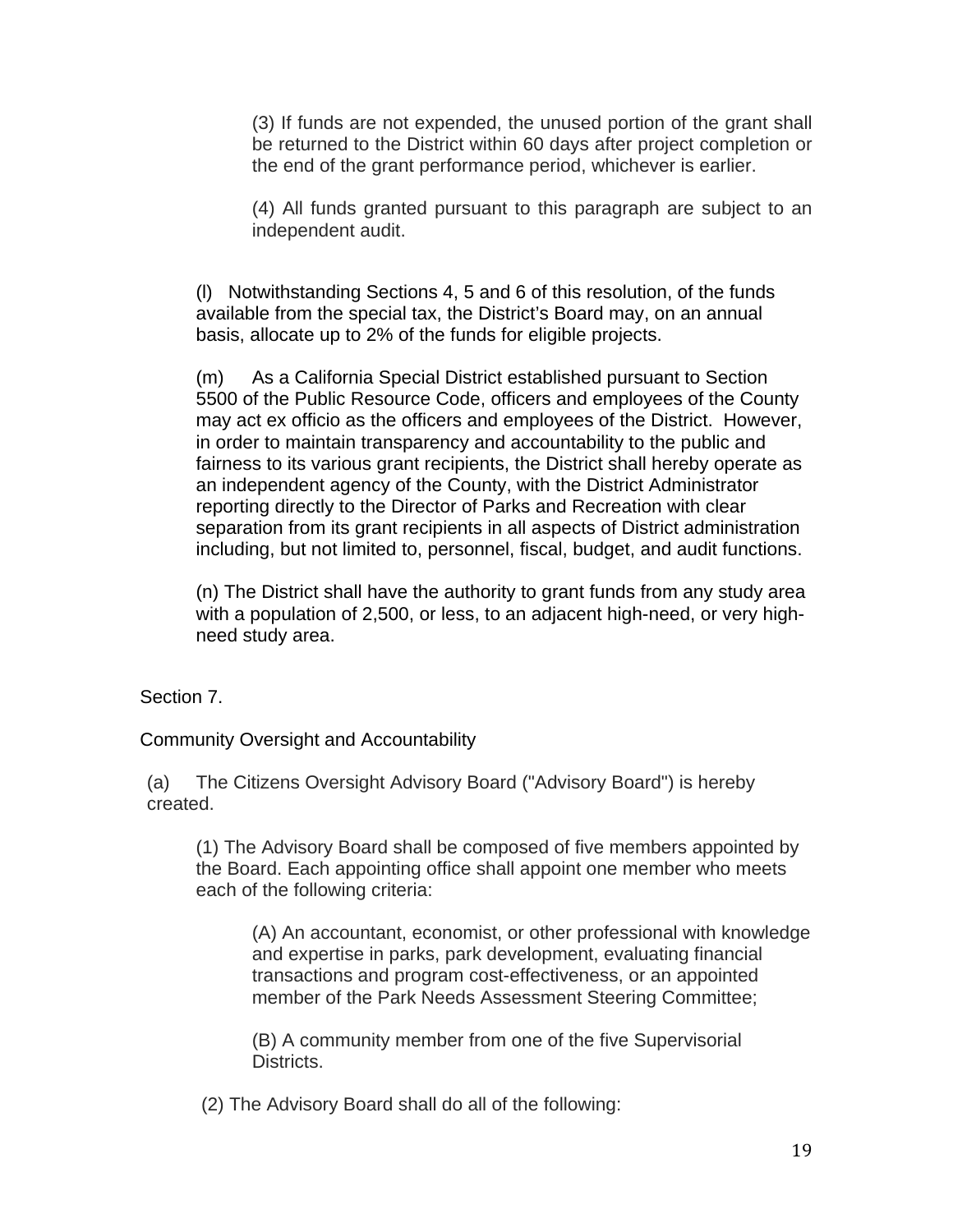(3) If funds are not expended, the unused portion of the grant shall be returned to the District within 60 days after project completion or the end of the grant performance period, whichever is earlier.

(4) All funds granted pursuant to this paragraph are subject to an independent audit.

(l) Notwithstanding Sections 4, 5 and 6 of this resolution, of the funds available from the special tax, the District's Board may, on an annual basis, allocate up to 2% of the funds for eligible projects.

(m) As a California Special District established pursuant to Section 5500 of the Public Resource Code, officers and employees of the County may act ex officio as the officers and employees of the District. However, in order to maintain transparency and accountability to the public and fairness to its various grant recipients, the District shall hereby operate as an independent agency of the County, with the District Administrator reporting directly to the Director of Parks and Recreation with clear separation from its grant recipients in all aspects of District administration including, but not limited to, personnel, fiscal, budget, and audit functions.

(n) The District shall have the authority to grant funds from any study area with a population of 2,500, or less, to an adjacent high-need, or very high-need study area.

Section 7.

Community Oversight and Accountability

(a) The Citizens Oversight Advisory Board ("Advisory Board") is hereby created.

(1) The Advisory Board shall be composed of five members appointed by the Board. Each appointing office shall appoint one member who meets each of the following criteria:

(A) An accountant, economist, or other professional with knowledge and expertise in parks, park development, evaluating financial transactions and program cost-effectiveness, or an appointed member of the Park Needs Assessment Steering Committee;

(B) A community member from one of the five Supervisorial Districts.

(2) The Advisory Board shall do all of the following: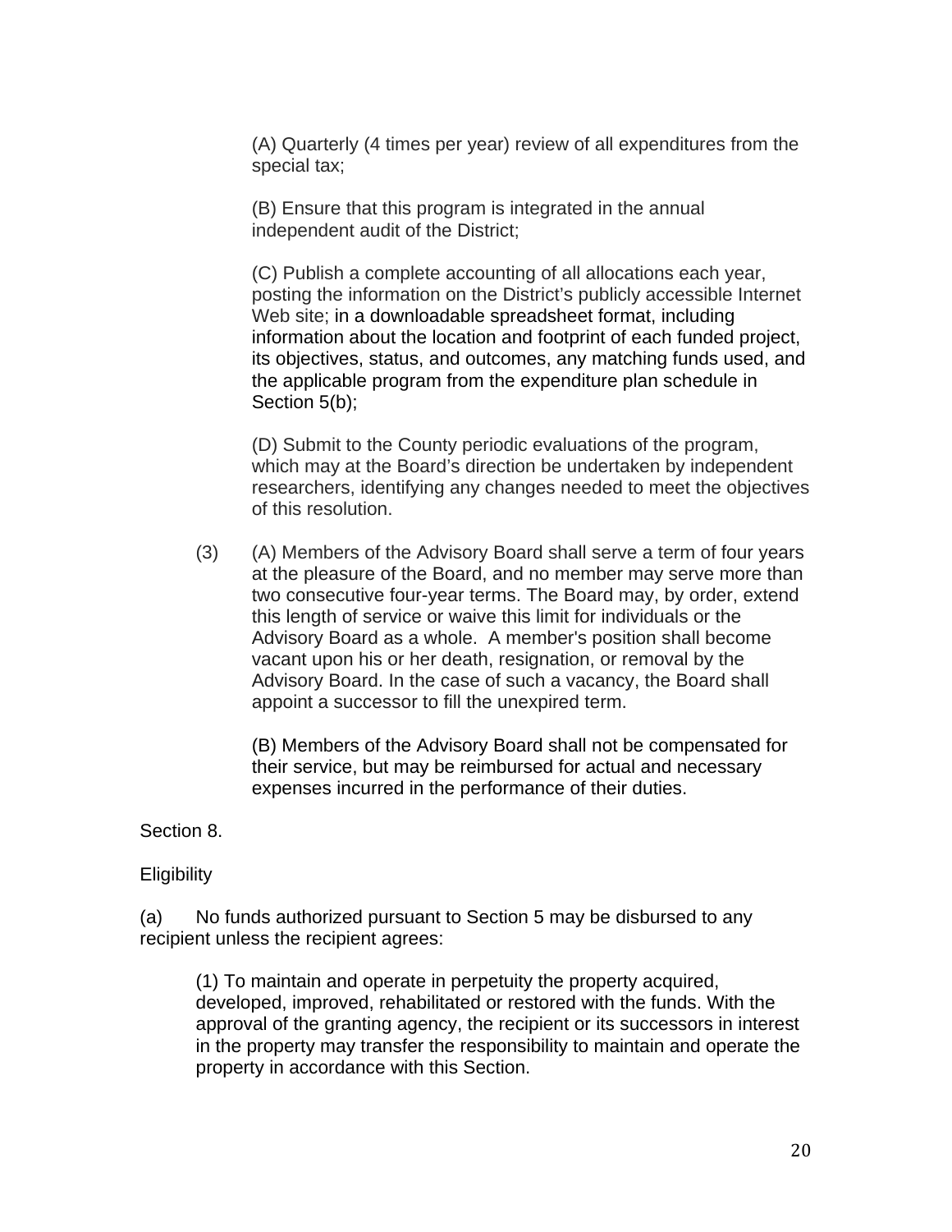(A) Quarterly (4 times per year) review of all expenditures from the special tax;

(B) Ensure that this program is integrated in the annual independent audit of the District;

(C) Publish a complete accounting of all allocations each year, posting the information on the District's publicly accessible Internet Web site; in a downloadable spreadsheet format, including information about the location and footprint of each funded project, its objectives, status, and outcomes, any matching funds used, and the applicable program from the expenditure plan schedule in Section 5(b);

(D) Submit to the County periodic evaluations of the program, which may at the Board's direction be undertaken by independent researchers, identifying any changes needed to meet the objectives of this resolution.

(3) (A) Members of the Advisory Board shall serve a term of four years at the pleasure of the Board, and no member may serve more than two consecutive four-year terms. The Board may, by order, extend this length of service or waive this limit for individuals or the Advisory Board as a whole. A member's position shall become vacant upon his or her death, resignation, or removal by the Advisory Board. In the case of such a vacancy, the Board shall appoint a successor to fill the unexpired term.

(B) Members of the Advisory Board shall not be compensated for their service, but may be reimbursed for actual and necessary expenses incurred in the performance of their duties.

Section 8.

Eligibility

(a) No funds authorized pursuant to Section 5 may be disbursed to any recipient unless the recipient agrees:

(1) To maintain and operate in perpetuity the property acquired, developed, improved, rehabilitated or restored with the funds. With the approval of the granting agency, the recipient or its successors in interest in the property may transfer the responsibility to maintain and operate the property in accordance with this Section.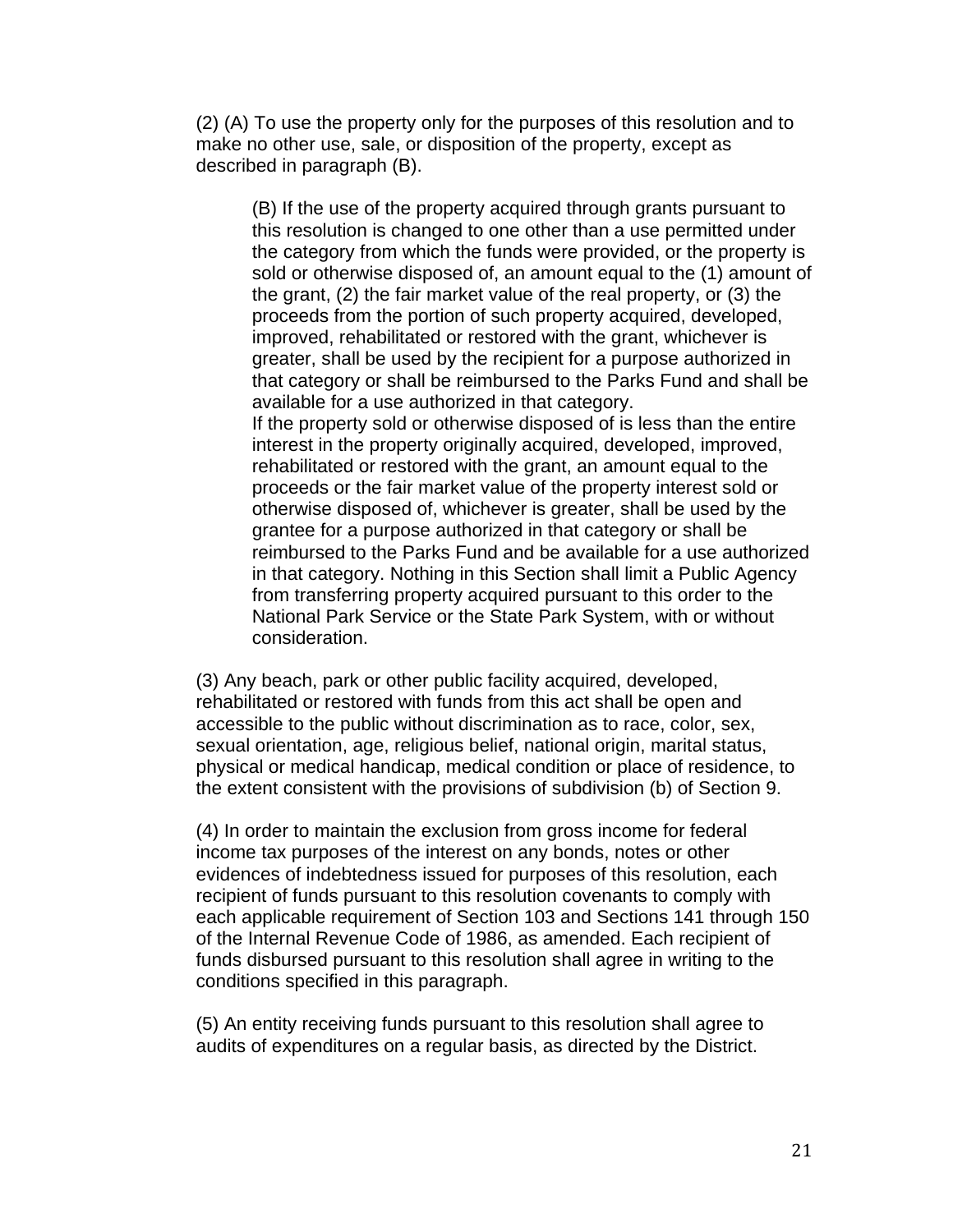(2) (A) To use the property only for the purposes of this resolution and to make no other use, sale, or disposition of the property, except as described in paragraph (B).

> (B) If the use of the property acquired through grants pursuant to this resolution is changed to one other than a use permitted under the category from which the funds were provided, or the property is sold or otherwise disposed of, an amount equal to the (1) amount of the grant, (2) the fair market value of the real property, or (3) the proceeds from the portion of such property acquired, developed, improved, rehabilitated or restored with the grant, whichever is greater, shall be used by the recipient for a purpose authorized in that category or shall be reimbursed to the Parks Fund and shall be available for a use authorized in that category.
> If the property sold or otherwise disposed of is less than the entire interest in the property originally acquired, developed, improved, rehabilitated or restored with the grant, an amount equal to the proceeds or the fair market value of the property interest sold or otherwise disposed of, whichever is greater, shall be used by the grantee for a purpose authorized in that category or shall be reimbursed to the Parks Fund and be available for a use authorized in that category. Nothing in this Section shall limit a Public Agency from transferring property acquired pursuant to this order to the National Park Service or the State Park System, with or without consideration.

(3) Any beach, park or other public facility acquired, developed, rehabilitated or restored with funds from this act shall be open and accessible to the public without discrimination as to race, color, sex, sexual orientation, age, religious belief, national origin, marital status, physical or medical handicap, medical condition or place of residence, to the extent consistent with the provisions of subdivision (b) of Section 9.

(4) In order to maintain the exclusion from gross income for federal income tax purposes of the interest on any bonds, notes or other evidences of indebtedness issued for purposes of this resolution, each recipient of funds pursuant to this resolution covenants to comply with each applicable requirement of Section 103 and Sections 141 through 150 of the Internal Revenue Code of 1986, as amended. Each recipient of funds disbursed pursuant to this resolution shall agree in writing to the conditions specified in this paragraph.

(5) An entity receiving funds pursuant to this resolution shall agree to audits of expenditures on a regular basis, as directed by the District.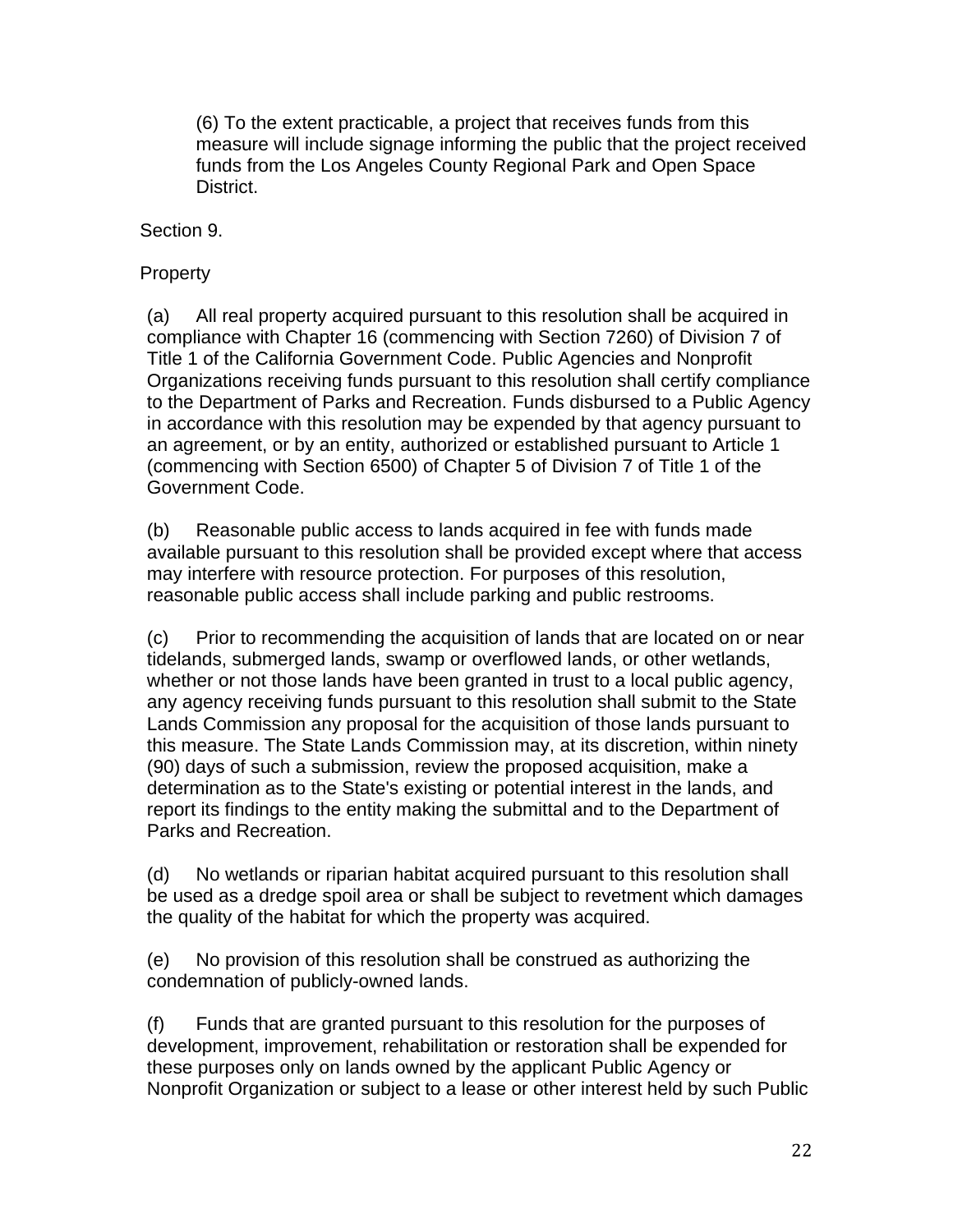(6) To the extent practicable, a project that receives funds from this measure will include signage informing the public that the project received funds from the Los Angeles County Regional Park and Open Space District.

Section 9.

Property

(a) All real property acquired pursuant to this resolution shall be acquired in compliance with Chapter 16 (commencing with Section 7260) of Division 7 of Title 1 of the California Government Code. Public Agencies and Nonprofit Organizations receiving funds pursuant to this resolution shall certify compliance to the Department of Parks and Recreation. Funds disbursed to a Public Agency in accordance with this resolution may be expended by that agency pursuant to an agreement, or by an entity, authorized or established pursuant to Article 1 (commencing with Section 6500) of Chapter 5 of Division 7 of Title 1 of the Government Code.

(b) Reasonable public access to lands acquired in fee with funds made available pursuant to this resolution shall be provided except where that access may interfere with resource protection. For purposes of this resolution, reasonable public access shall include parking and public restrooms.

(c) Prior to recommending the acquisition of lands that are located on or near tidelands, submerged lands, swamp or overflowed lands, or other wetlands, whether or not those lands have been granted in trust to a local public agency, any agency receiving funds pursuant to this resolution shall submit to the State Lands Commission any proposal for the acquisition of those lands pursuant to this measure. The State Lands Commission may, at its discretion, within ninety (90) days of such a submission, review the proposed acquisition, make a determination as to the State's existing or potential interest in the lands, and report its findings to the entity making the submittal and to the Department of Parks and Recreation.

(d) No wetlands or riparian habitat acquired pursuant to this resolution shall be used as a dredge spoil area or shall be subject to revetment which damages the quality of the habitat for which the property was acquired.

(e) No provision of this resolution shall be construed as authorizing the condemnation of publicly-owned lands.

(f) Funds that are granted pursuant to this resolution for the purposes of development, improvement, rehabilitation or restoration shall be expended for these purposes only on lands owned by the applicant Public Agency or Nonprofit Organization or subject to a lease or other interest held by such Public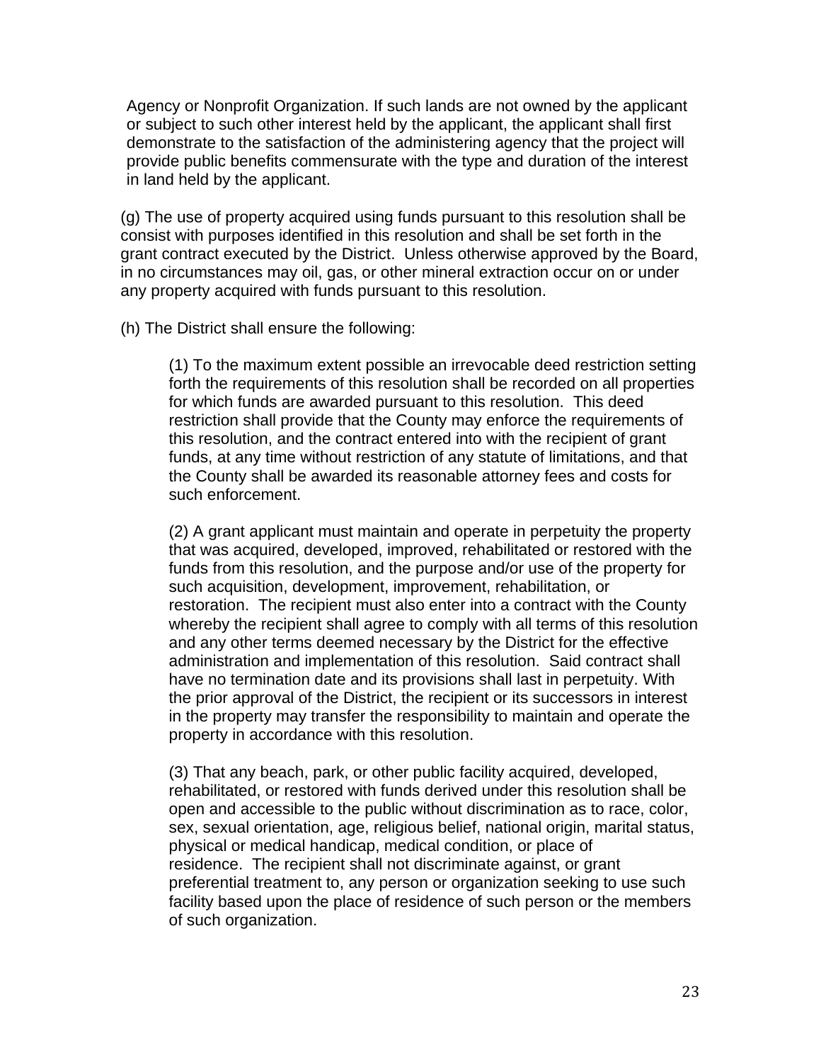Agency or Nonprofit Organization. If such lands are not owned by the applicant or subject to such other interest held by the applicant, the applicant shall first demonstrate to the satisfaction of the administering agency that the project will provide public benefits commensurate with the type and duration of the interest in land held by the applicant.

(g) The use of property acquired using funds pursuant to this resolution shall be consist with purposes identified in this resolution and shall be set forth in the grant contract executed by the District. Unless otherwise approved by the Board, in no circumstances may oil, gas, or other mineral extraction occur on or under any property acquired with funds pursuant to this resolution.

(h) The District shall ensure the following:

(1) To the maximum extent possible an irrevocable deed restriction setting forth the requirements of this resolution shall be recorded on all properties for which funds are awarded pursuant to this resolution. This deed restriction shall provide that the County may enforce the requirements of this resolution, and the contract entered into with the recipient of grant funds, at any time without restriction of any statute of limitations, and that the County shall be awarded its reasonable attorney fees and costs for such enforcement.

(2) A grant applicant must maintain and operate in perpetuity the property that was acquired, developed, improved, rehabilitated or restored with the funds from this resolution, and the purpose and/or use of the property for such acquisition, development, improvement, rehabilitation, or restoration. The recipient must also enter into a contract with the County whereby the recipient shall agree to comply with all terms of this resolution and any other terms deemed necessary by the District for the effective administration and implementation of this resolution. Said contract shall have no termination date and its provisions shall last in perpetuity. With the prior approval of the District, the recipient or its successors in interest in the property may transfer the responsibility to maintain and operate the property in accordance with this resolution.

(3) That any beach, park, or other public facility acquired, developed, rehabilitated, or restored with funds derived under this resolution shall be open and accessible to the public without discrimination as to race, color, sex, sexual orientation, age, religious belief, national origin, marital status, physical or medical handicap, medical condition, or place of residence. The recipient shall not discriminate against, or grant preferential treatment to, any person or organization seeking to use such facility based upon the place of residence of such person or the members of such organization.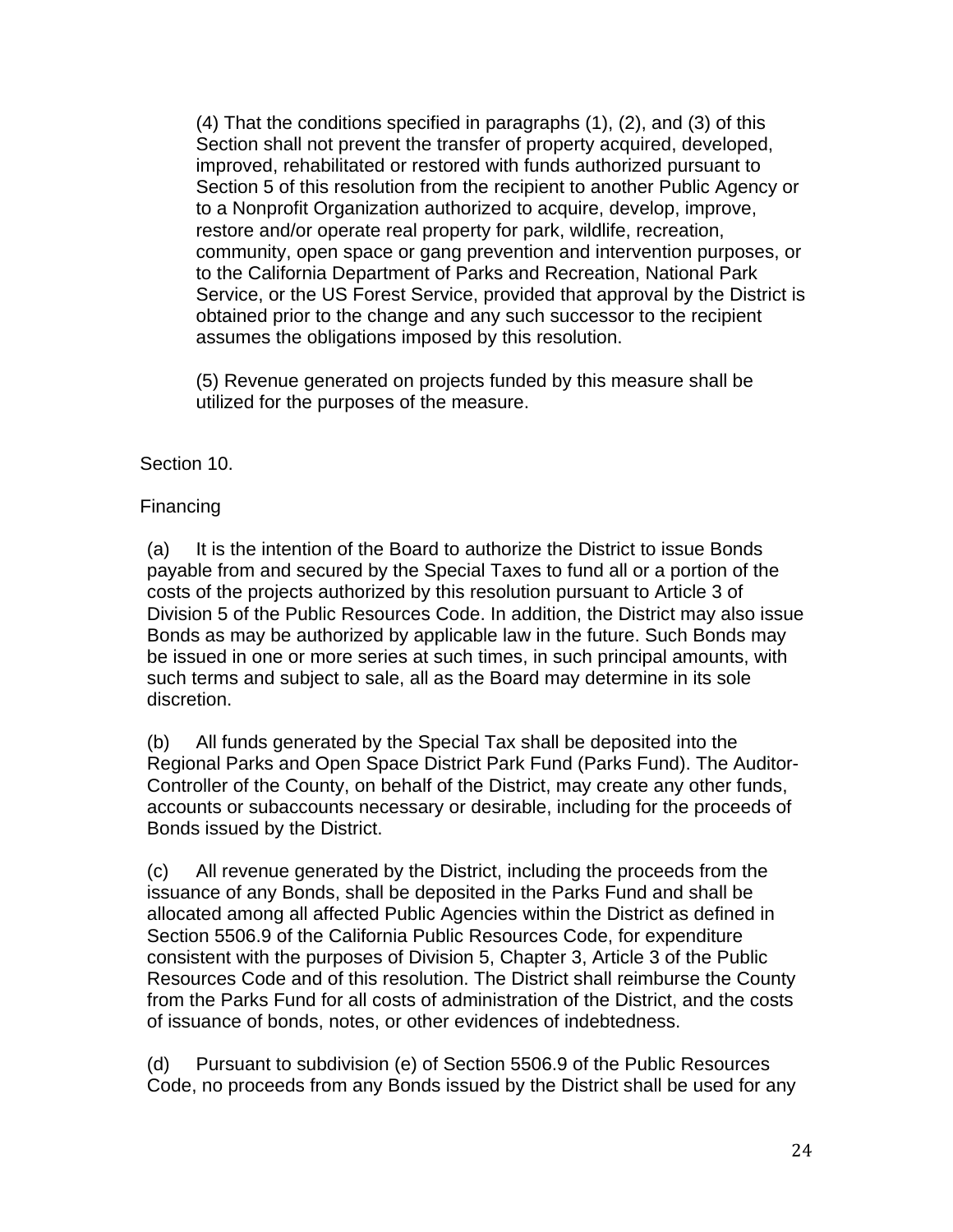(4) That the conditions specified in paragraphs (1), (2), and (3) of this Section shall not prevent the transfer of property acquired, developed, improved, rehabilitated or restored with funds authorized pursuant to Section 5 of this resolution from the recipient to another Public Agency or to a Nonprofit Organization authorized to acquire, develop, improve, restore and/or operate real property for park, wildlife, recreation, community, open space or gang prevention and intervention purposes, or to the California Department of Parks and Recreation, National Park Service, or the US Forest Service, provided that approval by the District is obtained prior to the change and any such successor to the recipient assumes the obligations imposed by this resolution.

(5) Revenue generated on projects funded by this measure shall be utilized for the purposes of the measure.

Section 10.

Financing

(a) It is the intention of the Board to authorize the District to issue Bonds payable from and secured by the Special Taxes to fund all or a portion of the costs of the projects authorized by this resolution pursuant to Article 3 of Division 5 of the Public Resources Code. In addition, the District may also issue Bonds as may be authorized by applicable law in the future. Such Bonds may be issued in one or more series at such times, in such principal amounts, with such terms and subject to sale, all as the Board may determine in its sole discretion.

(b) All funds generated by the Special Tax shall be deposited into the Regional Parks and Open Space District Park Fund (Parks Fund). The Auditor-Controller of the County, on behalf of the District, may create any other funds, accounts or subaccounts necessary or desirable, including for the proceeds of Bonds issued by the District.

(c) All revenue generated by the District, including the proceeds from the issuance of any Bonds, shall be deposited in the Parks Fund and shall be allocated among all affected Public Agencies within the District as defined in Section 5506.9 of the California Public Resources Code, for expenditure consistent with the purposes of Division 5, Chapter 3, Article 3 of the Public Resources Code and of this resolution. The District shall reimburse the County from the Parks Fund for all costs of administration of the District, and the costs of issuance of bonds, notes, or other evidences of indebtedness.

(d) Pursuant to subdivision (e) of Section 5506.9 of the Public Resources Code, no proceeds from any Bonds issued by the District shall be used for any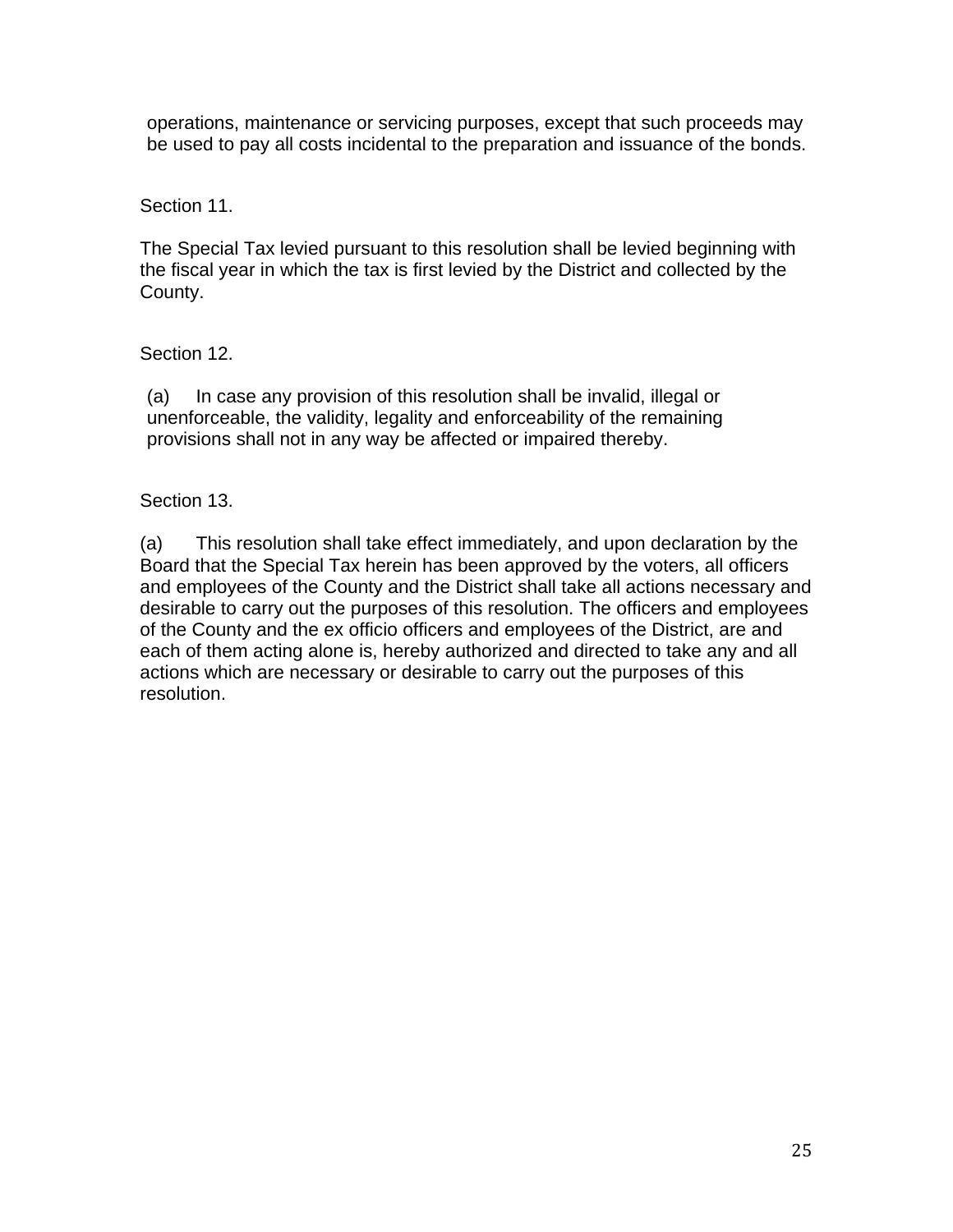operations, maintenance or servicing purposes, except that such proceeds may be used to pay all costs incidental to the preparation and issuance of the bonds.

Section 11.

The Special Tax levied pursuant to this resolution shall be levied beginning with the fiscal year in which the tax is first levied by the District and collected by the County.

Section 12.

(a) In case any provision of this resolution shall be invalid, illegal or unenforceable, the validity, legality and enforceability of the remaining provisions shall not in any way be affected or impaired thereby.

Section 13.

(a) This resolution shall take effect immediately, and upon declaration by the Board that the Special Tax herein has been approved by the voters, all officers and employees of the County and the District shall take all actions necessary and desirable to carry out the purposes of this resolution. The officers and employees of the County and the ex officio officers and employees of the District, are and each of them acting alone is, hereby authorized and directed to take any and all actions which are necessary or desirable to carry out the purposes of this resolution.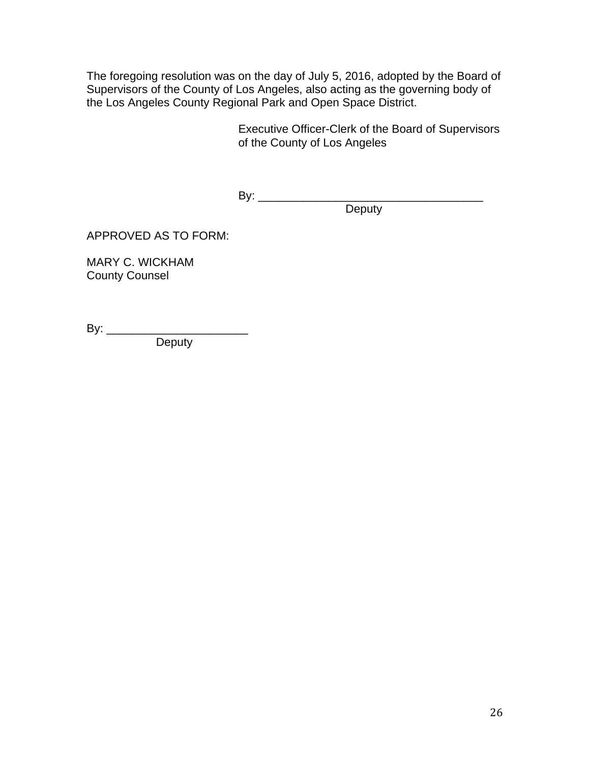The foregoing resolution was on the day of July 5, 2016, adopted by the Board of Supervisors of the County of Los Angeles, also acting as the governing body of the Los Angeles County Regional Park and Open Space District.

Executive Officer-Clerk of the Board of Supervisors
of the County of Los Angeles

By: ___________________________________
Deputy

APPROVED AS TO FORM:

MARY C. WICKHAM
County Counsel

By: ______________________
Deputy